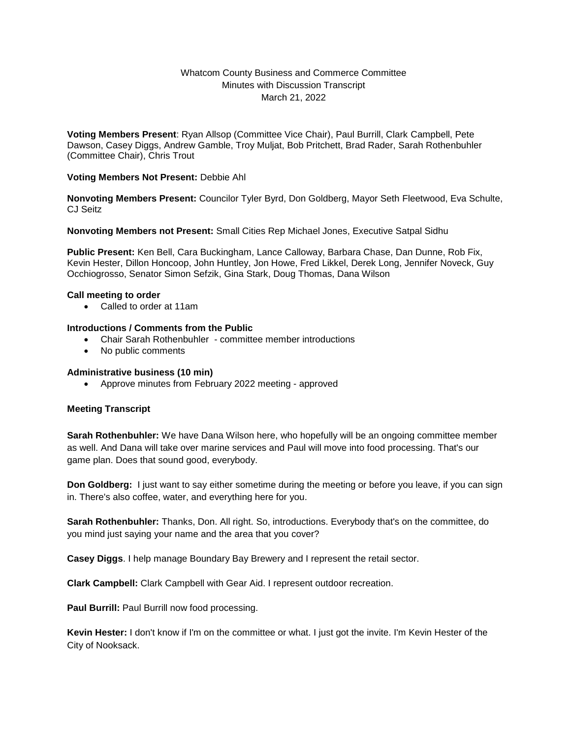Whatcom County Business and Commerce Committee
Minutes with Discussion Transcript
March 21, 2022

**Voting Members Present**: Ryan Allsop (Committee Vice Chair), Paul Burrill, Clark Campbell, Pete Dawson, Casey Diggs, Andrew Gamble, Troy Muljat, Bob Pritchett, Brad Rader, Sarah Rothenbuhler (Committee Chair), Chris Trout

**Voting Members Not Present:** Debbie Ahl

**Nonvoting Members Present:** Councilor Tyler Byrd, Don Goldberg, Mayor Seth Fleetwood, Eva Schulte, CJ Seitz

**Nonvoting Members not Present:** Small Cities Rep Michael Jones, Executive Satpal Sidhu

**Public Present:** Ken Bell, Cara Buckingham, Lance Calloway, Barbara Chase, Dan Dunne, Rob Fix, Kevin Hester, Dillon Honcoop, John Huntley, Jon Howe, Fred Likkel, Derek Long, Jennifer Noveck, Guy Occhiogrosso, Senator Simon Sefzik, Gina Stark, Doug Thomas, Dana Wilson

**Call meeting to order**

- Called to order at 11am

**Introductions / Comments from the Public**

- Chair Sarah Rothenbuhler - committee member introductions
- No public comments

**Administrative business (10 min)**

- Approve minutes from February 2022 meeting - approved

**Meeting Transcript**

**Sarah Rothenbuhler:** We have Dana Wilson here, who hopefully will be an ongoing committee member as well. And Dana will take over marine services and Paul will move into food processing. That's our game plan. Does that sound good, everybody.

**Don Goldberg:** I just want to say either sometime during the meeting or before you leave, if you can sign in. There's also coffee, water, and everything here for you.

**Sarah Rothenbuhler:** Thanks, Don. All right. So, introductions. Everybody that's on the committee, do you mind just saying your name and the area that you cover?

**Casey Diggs**. I help manage Boundary Bay Brewery and I represent the retail sector.

**Clark Campbell:** Clark Campbell with Gear Aid. I represent outdoor recreation.

**Paul Burrill:** Paul Burrill now food processing.

**Kevin Hester:** I don't know if I'm on the committee or what. I just got the invite. I'm Kevin Hester of the City of Nooksack.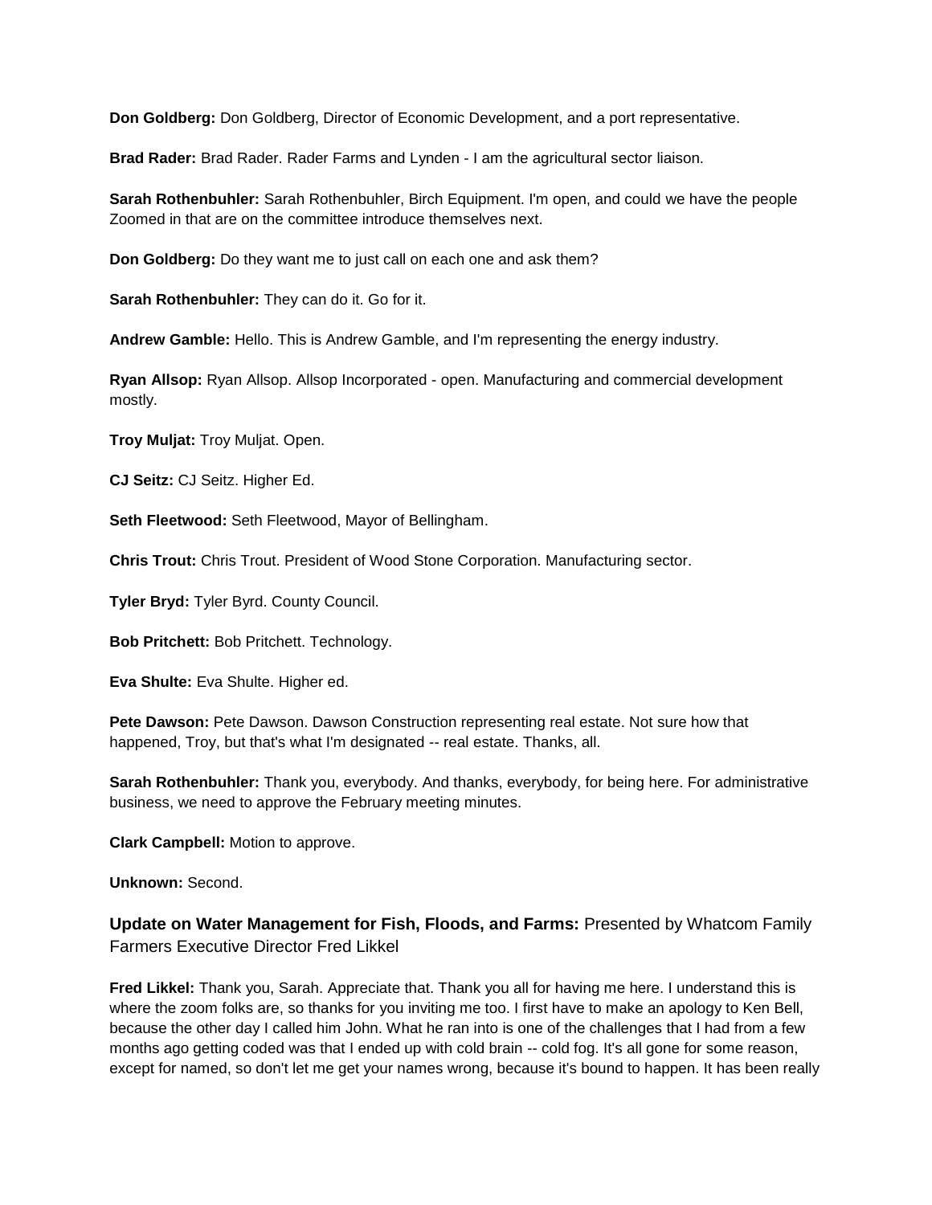**Don Goldberg:** Don Goldberg, Director of Economic Development, and a port representative.

**Brad Rader:** Brad Rader. Rader Farms and Lynden - I am the agricultural sector liaison.

**Sarah Rothenbuhler:** Sarah Rothenbuhler, Birch Equipment. I'm open, and could we have the people Zoomed in that are on the committee introduce themselves next.

**Don Goldberg:** Do they want me to just call on each one and ask them?

**Sarah Rothenbuhler:** They can do it. Go for it.

**Andrew Gamble:** Hello. This is Andrew Gamble, and I'm representing the energy industry.

**Ryan Allsop:** Ryan Allsop. Allsop Incorporated - open. Manufacturing and commercial development mostly.

**Troy Muljat:** Troy Muljat. Open.

**CJ Seitz:** CJ Seitz. Higher Ed.

**Seth Fleetwood:** Seth Fleetwood, Mayor of Bellingham.

**Chris Trout:** Chris Trout. President of Wood Stone Corporation. Manufacturing sector.

**Tyler Bryd:** Tyler Byrd. County Council.

**Bob Pritchett:** Bob Pritchett. Technology.

**Eva Shulte:** Eva Shulte. Higher ed.

**Pete Dawson:** Pete Dawson. Dawson Construction representing real estate. Not sure how that happened, Troy, but that's what I'm designated -- real estate. Thanks, all.

**Sarah Rothenbuhler:** Thank you, everybody. And thanks, everybody, for being here. For administrative business, we need to approve the February meeting minutes.

**Clark Campbell:** Motion to approve.

**Unknown:** Second.

### **Update on Water Management for Fish, Floods, and Farms:** Presented by Whatcom Family Farmers Executive Director Fred Likkel

**Fred Likkel:** Thank you, Sarah. Appreciate that. Thank you all for having me here. I understand this is where the zoom folks are, so thanks for you inviting me too. I first have to make an apology to Ken Bell, because the other day I called him John. What he ran into is one of the challenges that I had from a few months ago getting coded was that I ended up with cold brain -- cold fog. It's all gone for some reason, except for named, so don't let me get your names wrong, because it's bound to happen. It has been really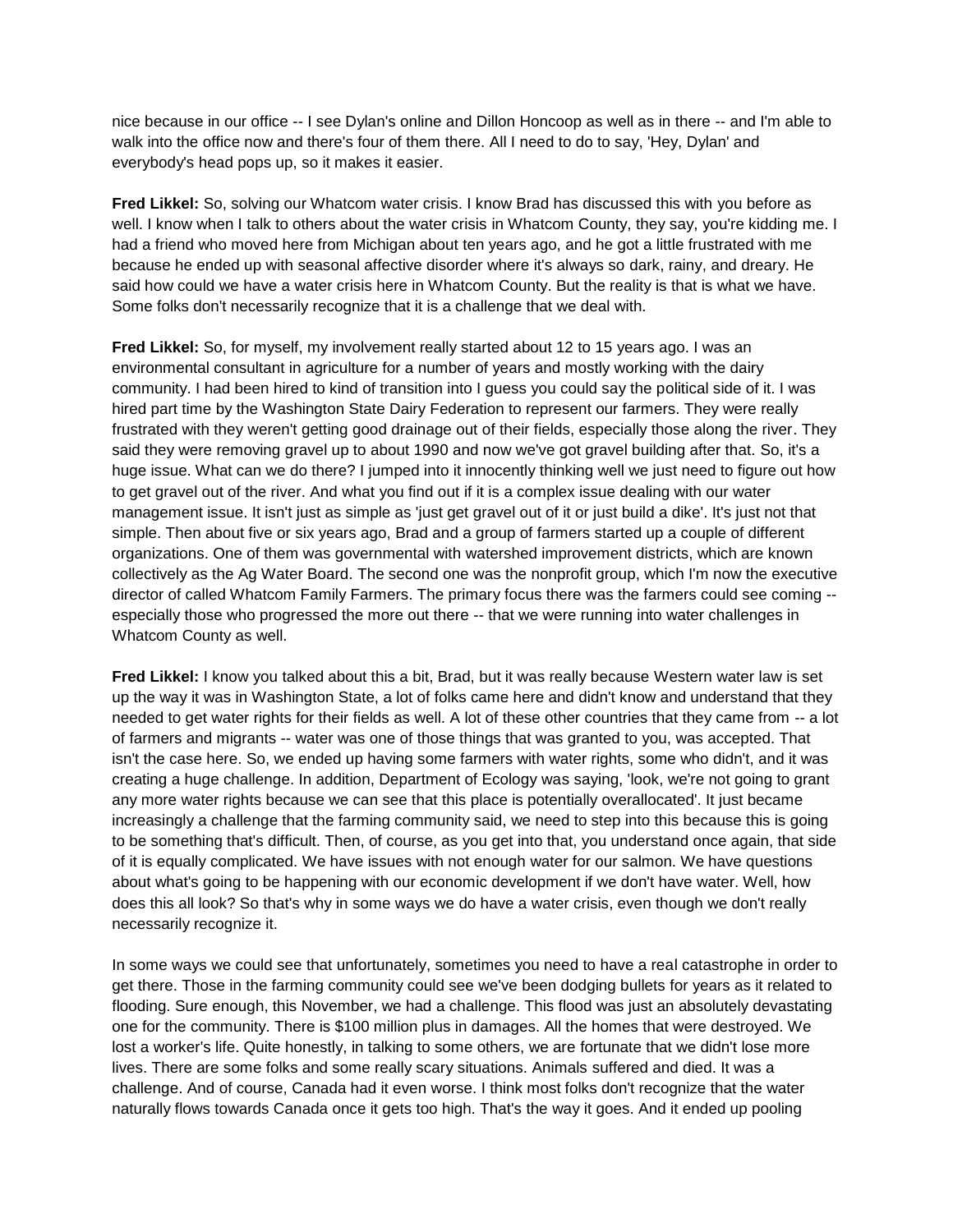nice because in our office -- I see Dylan's online and Dillon Honcoop as well as in there -- and I'm able to walk into the office now and there's four of them there. All I need to do to say, 'Hey, Dylan' and everybody's head pops up, so it makes it easier.

**Fred Likkel:** So, solving our Whatcom water crisis. I know Brad has discussed this with you before as well. I know when I talk to others about the water crisis in Whatcom County, they say, you're kidding me. I had a friend who moved here from Michigan about ten years ago, and he got a little frustrated with me because he ended up with seasonal affective disorder where it's always so dark, rainy, and dreary. He said how could we have a water crisis here in Whatcom County. But the reality is that is what we have. Some folks don't necessarily recognize that it is a challenge that we deal with.

**Fred Likkel:** So, for myself, my involvement really started about 12 to 15 years ago. I was an environmental consultant in agriculture for a number of years and mostly working with the dairy community. I had been hired to kind of transition into I guess you could say the political side of it. I was hired part time by the Washington State Dairy Federation to represent our farmers. They were really frustrated with they weren't getting good drainage out of their fields, especially those along the river. They said they were removing gravel up to about 1990 and now we've got gravel building after that. So, it's a huge issue. What can we do there? I jumped into it innocently thinking well we just need to figure out how to get gravel out of the river. And what you find out if it is a complex issue dealing with our water management issue. It isn't just as simple as 'just get gravel out of it or just build a dike'. It's just not that simple. Then about five or six years ago, Brad and a group of farmers started up a couple of different organizations. One of them was governmental with watershed improvement districts, which are known collectively as the Ag Water Board. The second one was the nonprofit group, which I'm now the executive director of called Whatcom Family Farmers. The primary focus there was the farmers could see coming -- especially those who progressed the more out there -- that we were running into water challenges in Whatcom County as well.

**Fred Likkel:** I know you talked about this a bit, Brad, but it was really because Western water law is set up the way it was in Washington State, a lot of folks came here and didn't know and understand that they needed to get water rights for their fields as well. A lot of these other countries that they came from -- a lot of farmers and migrants -- water was one of those things that was granted to you, was accepted. That isn't the case here. So, we ended up having some farmers with water rights, some who didn't, and it was creating a huge challenge. In addition, Department of Ecology was saying, 'look, we're not going to grant any more water rights because we can see that this place is potentially overallocated'. It just became increasingly a challenge that the farming community said, we need to step into this because this is going to be something that's difficult. Then, of course, as you get into that, you understand once again, that side of it is equally complicated. We have issues with not enough water for our salmon. We have questions about what's going to be happening with our economic development if we don't have water. Well, how does this all look? So that's why in some ways we do have a water crisis, even though we don't really necessarily recognize it.

In some ways we could see that unfortunately, sometimes you need to have a real catastrophe in order to get there. Those in the farming community could see we've been dodging bullets for years as it related to flooding. Sure enough, this November, we had a challenge. This flood was just an absolutely devastating one for the community. There is $100 million plus in damages. All the homes that were destroyed. We lost a worker's life. Quite honestly, in talking to some others, we are fortunate that we didn't lose more lives. There are some folks and some really scary situations. Animals suffered and died. It was a challenge. And of course, Canada had it even worse. I think most folks don't recognize that the water naturally flows towards Canada once it gets too high. That's the way it goes. And it ended up pooling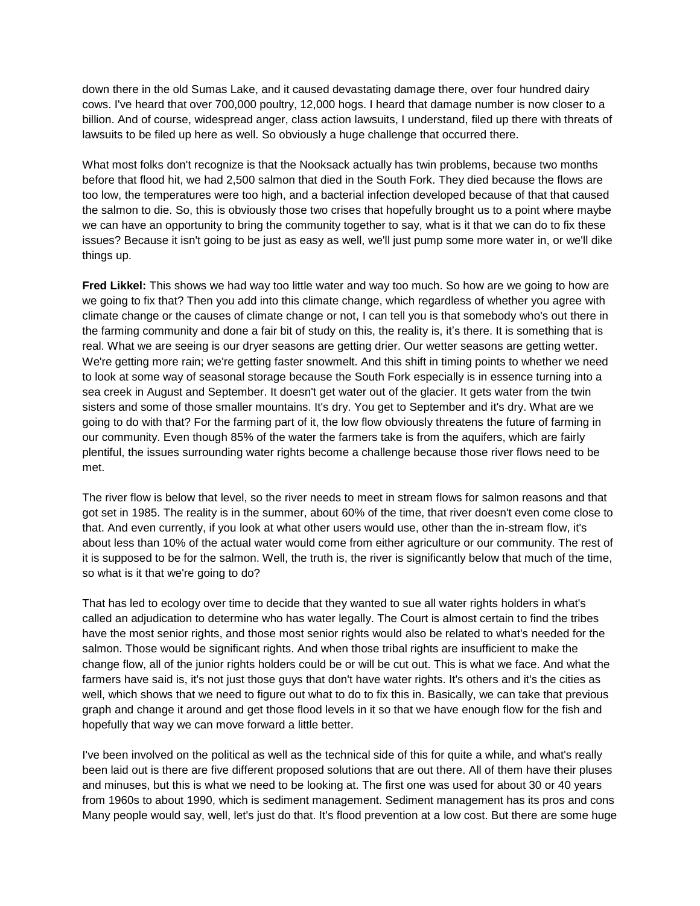down there in the old Sumas Lake, and it caused devastating damage there, over four hundred dairy cows. I've heard that over 700,000 poultry, 12,000 hogs. I heard that damage number is now closer to a billion. And of course, widespread anger, class action lawsuits, I understand, filed up there with threats of lawsuits to be filed up here as well. So obviously a huge challenge that occurred there.

What most folks don't recognize is that the Nooksack actually has twin problems, because two months before that flood hit, we had 2,500 salmon that died in the South Fork. They died because the flows are too low, the temperatures were too high, and a bacterial infection developed because of that that caused the salmon to die. So, this is obviously those two crises that hopefully brought us to a point where maybe we can have an opportunity to bring the community together to say, what is it that we can do to fix these issues? Because it isn't going to be just as easy as well, we'll just pump some more water in, or we'll dike things up.

**Fred Likkel:** This shows we had way too little water and way too much. So how are we going to how are we going to fix that? Then you add into this climate change, which regardless of whether you agree with climate change or the causes of climate change or not, I can tell you is that somebody who's out there in the farming community and done a fair bit of study on this, the reality is, it's there. It is something that is real. What we are seeing is our dryer seasons are getting drier. Our wetter seasons are getting wetter. We're getting more rain; we're getting faster snowmelt. And this shift in timing points to whether we need to look at some way of seasonal storage because the South Fork especially is in essence turning into a sea creek in August and September. It doesn't get water out of the glacier. It gets water from the twin sisters and some of those smaller mountains. It's dry. You get to September and it's dry. What are we going to do with that? For the farming part of it, the low flow obviously threatens the future of farming in our community. Even though 85% of the water the farmers take is from the aquifers, which are fairly plentiful, the issues surrounding water rights become a challenge because those river flows need to be met.

The river flow is below that level, so the river needs to meet in stream flows for salmon reasons and that got set in 1985. The reality is in the summer, about 60% of the time, that river doesn't even come close to that. And even currently, if you look at what other users would use, other than the in-stream flow, it's about less than 10% of the actual water would come from either agriculture or our community. The rest of it is supposed to be for the salmon. Well, the truth is, the river is significantly below that much of the time, so what is it that we're going to do?

That has led to ecology over time to decide that they wanted to sue all water rights holders in what's called an adjudication to determine who has water legally. The Court is almost certain to find the tribes have the most senior rights, and those most senior rights would also be related to what's needed for the salmon. Those would be significant rights. And when those tribal rights are insufficient to make the change flow, all of the junior rights holders could be or will be cut out. This is what we face. And what the farmers have said is, it's not just those guys that don't have water rights. It's others and it's the cities as well, which shows that we need to figure out what to do to fix this in. Basically, we can take that previous graph and change it around and get those flood levels in it so that we have enough flow for the fish and hopefully that way we can move forward a little better.

I've been involved on the political as well as the technical side of this for quite a while, and what's really been laid out is there are five different proposed solutions that are out there. All of them have their pluses and minuses, but this is what we need to be looking at. The first one was used for about 30 or 40 years from 1960s to about 1990, which is sediment management. Sediment management has its pros and cons Many people would say, well, let's just do that. It's flood prevention at a low cost. But there are some huge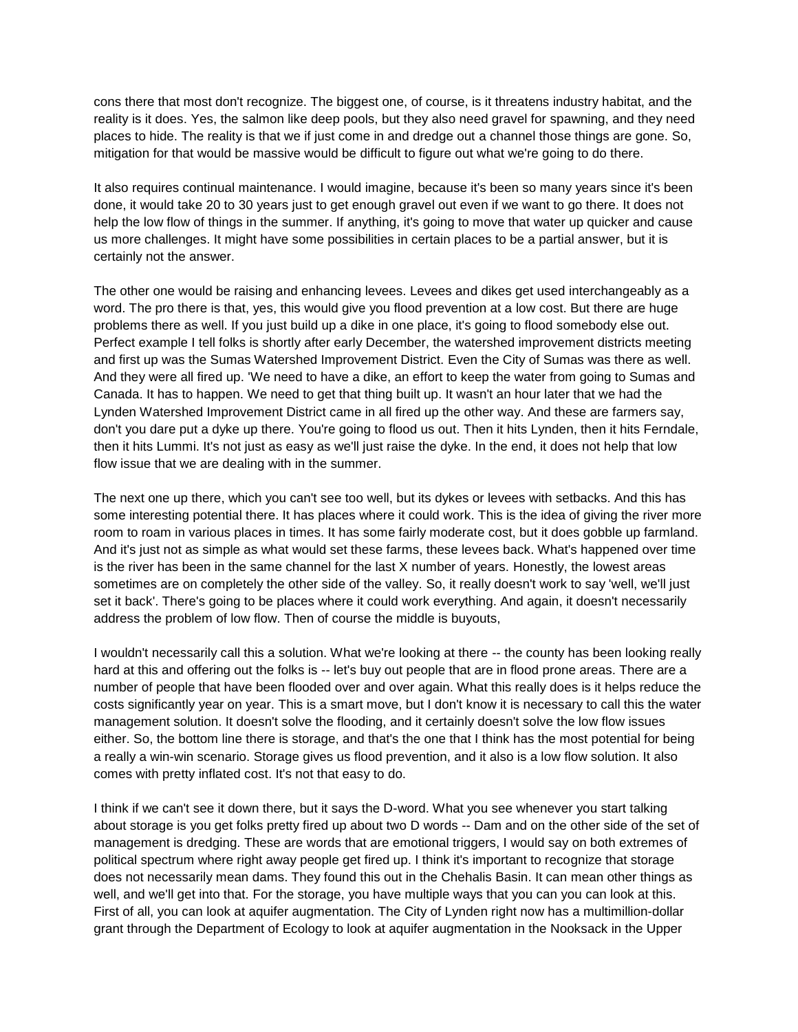cons there that most don't recognize. The biggest one, of course, is it threatens industry habitat, and the reality is it does. Yes, the salmon like deep pools, but they also need gravel for spawning, and they need places to hide. The reality is that we if just come in and dredge out a channel those things are gone. So, mitigation for that would be massive would be difficult to figure out what we're going to do there.

It also requires continual maintenance. I would imagine, because it's been so many years since it's been done, it would take 20 to 30 years just to get enough gravel out even if we want to go there. It does not help the low flow of things in the summer. If anything, it's going to move that water up quicker and cause us more challenges. It might have some possibilities in certain places to be a partial answer, but it is certainly not the answer.

The other one would be raising and enhancing levees. Levees and dikes get used interchangeably as a word. The pro there is that, yes, this would give you flood prevention at a low cost. But there are huge problems there as well. If you just build up a dike in one place, it's going to flood somebody else out. Perfect example I tell folks is shortly after early December, the watershed improvement districts meeting and first up was the Sumas Watershed Improvement District. Even the City of Sumas was there as well. And they were all fired up. 'We need to have a dike, an effort to keep the water from going to Sumas and Canada. It has to happen. We need to get that thing built up. It wasn't an hour later that we had the Lynden Watershed Improvement District came in all fired up the other way. And these are farmers say, don't you dare put a dyke up there. You're going to flood us out. Then it hits Lynden, then it hits Ferndale, then it hits Lummi. It's not just as easy as we'll just raise the dyke. In the end, it does not help that low flow issue that we are dealing with in the summer.

The next one up there, which you can't see too well, but its dykes or levees with setbacks. And this has some interesting potential there. It has places where it could work. This is the idea of giving the river more room to roam in various places in times. It has some fairly moderate cost, but it does gobble up farmland. And it's just not as simple as what would set these farms, these levees back. What's happened over time is the river has been in the same channel for the last X number of years. Honestly, the lowest areas sometimes are on completely the other side of the valley. So, it really doesn't work to say 'well, we'll just set it back'. There's going to be places where it could work everything. And again, it doesn't necessarily address the problem of low flow. Then of course the middle is buyouts,

I wouldn't necessarily call this a solution. What we're looking at there -- the county has been looking really hard at this and offering out the folks is -- let's buy out people that are in flood prone areas. There are a number of people that have been flooded over and over again. What this really does is it helps reduce the costs significantly year on year. This is a smart move, but I don't know it is necessary to call this the water management solution. It doesn't solve the flooding, and it certainly doesn't solve the low flow issues either. So, the bottom line there is storage, and that's the one that I think has the most potential for being a really a win-win scenario. Storage gives us flood prevention, and it also is a low flow solution. It also comes with pretty inflated cost. It's not that easy to do.

I think if we can't see it down there, but it says the D-word. What you see whenever you start talking about storage is you get folks pretty fired up about two D words -- Dam and on the other side of the set of management is dredging. These are words that are emotional triggers, I would say on both extremes of political spectrum where right away people get fired up. I think it's important to recognize that storage does not necessarily mean dams. They found this out in the Chehalis Basin. It can mean other things as well, and we'll get into that. For the storage, you have multiple ways that you can you can look at this. First of all, you can look at aquifer augmentation. The City of Lynden right now has a multimillion-dollar grant through the Department of Ecology to look at aquifer augmentation in the Nooksack in the Upper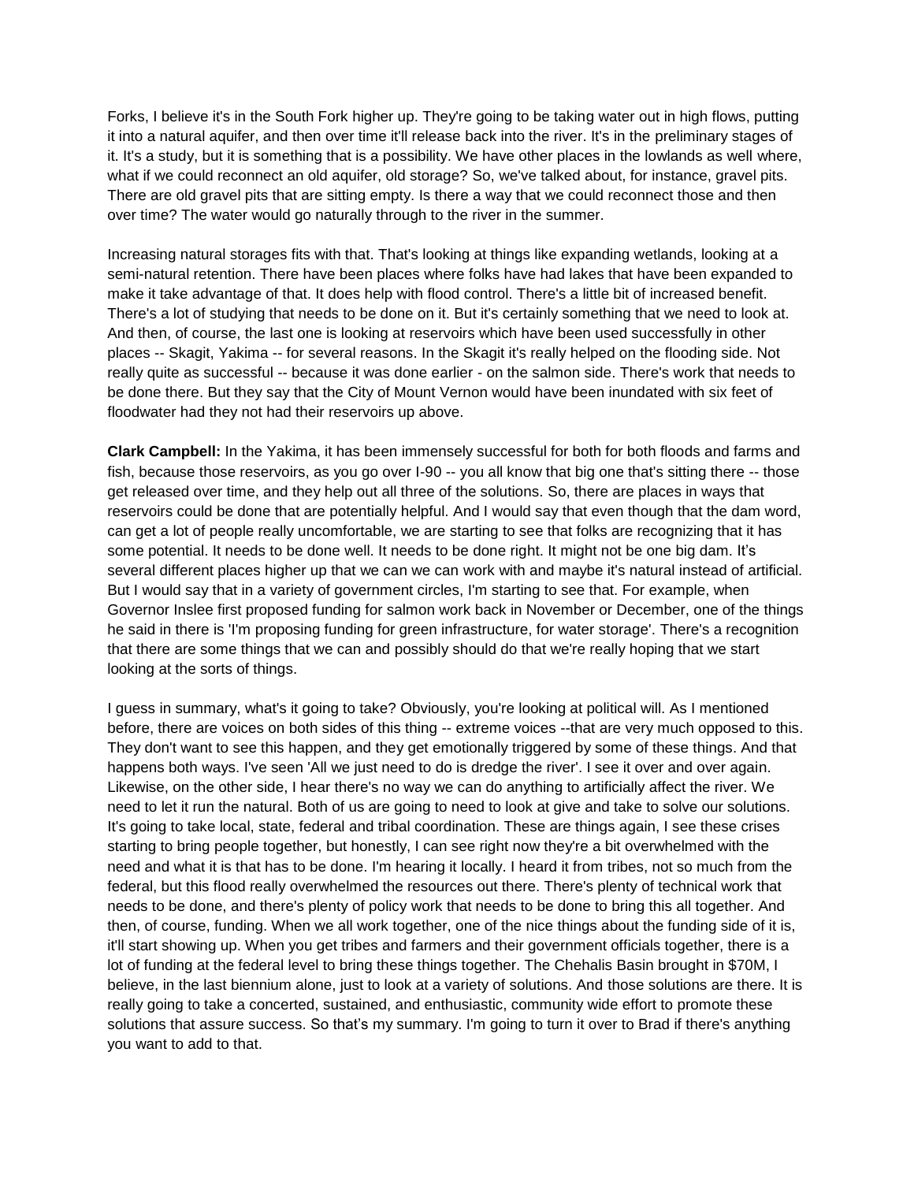Forks, I believe it's in the South Fork higher up. They're going to be taking water out in high flows, putting it into a natural aquifer, and then over time it'll release back into the river. It's in the preliminary stages of it. It's a study, but it is something that is a possibility. We have other places in the lowlands as well where, what if we could reconnect an old aquifer, old storage? So, we've talked about, for instance, gravel pits. There are old gravel pits that are sitting empty. Is there a way that we could reconnect those and then over time? The water would go naturally through to the river in the summer.

Increasing natural storages fits with that. That's looking at things like expanding wetlands, looking at a semi-natural retention. There have been places where folks have had lakes that have been expanded to make it take advantage of that. It does help with flood control. There's a little bit of increased benefit. There's a lot of studying that needs to be done on it. But it's certainly something that we need to look at. And then, of course, the last one is looking at reservoirs which have been used successfully in other places -- Skagit, Yakima -- for several reasons. In the Skagit it's really helped on the flooding side. Not really quite as successful -- because it was done earlier - on the salmon side. There's work that needs to be done there. But they say that the City of Mount Vernon would have been inundated with six feet of floodwater had they not had their reservoirs up above.

**Clark Campbell:** In the Yakima, it has been immensely successful for both for both floods and farms and fish, because those reservoirs, as you go over I-90 -- you all know that big one that's sitting there -- those get released over time, and they help out all three of the solutions. So, there are places in ways that reservoirs could be done that are potentially helpful. And I would say that even though that the dam word, can get a lot of people really uncomfortable, we are starting to see that folks are recognizing that it has some potential. It needs to be done well. It needs to be done right. It might not be one big dam. It's several different places higher up that we can we can work with and maybe it's natural instead of artificial. But I would say that in a variety of government circles, I'm starting to see that. For example, when Governor Inslee first proposed funding for salmon work back in November or December, one of the things he said in there is 'I'm proposing funding for green infrastructure, for water storage'. There's a recognition that there are some things that we can and possibly should do that we're really hoping that we start looking at the sorts of things.

I guess in summary, what's it going to take? Obviously, you're looking at political will. As I mentioned before, there are voices on both sides of this thing -- extreme voices --that are very much opposed to this. They don't want to see this happen, and they get emotionally triggered by some of these things. And that happens both ways. I've seen 'All we just need to do is dredge the river'. I see it over and over again. Likewise, on the other side, I hear there's no way we can do anything to artificially affect the river. We need to let it run the natural. Both of us are going to need to look at give and take to solve our solutions. It's going to take local, state, federal and tribal coordination. These are things again, I see these crises starting to bring people together, but honestly, I can see right now they're a bit overwhelmed with the need and what it is that has to be done. I'm hearing it locally. I heard it from tribes, not so much from the federal, but this flood really overwhelmed the resources out there. There's plenty of technical work that needs to be done, and there's plenty of policy work that needs to be done to bring this all together. And then, of course, funding. When we all work together, one of the nice things about the funding side of it is, it'll start showing up. When you get tribes and farmers and their government officials together, there is a lot of funding at the federal level to bring these things together. The Chehalis Basin brought in $70M, I believe, in the last biennium alone, just to look at a variety of solutions. And those solutions are there. It is really going to take a concerted, sustained, and enthusiastic, community wide effort to promote these solutions that assure success. So that's my summary. I'm going to turn it over to Brad if there's anything you want to add to that.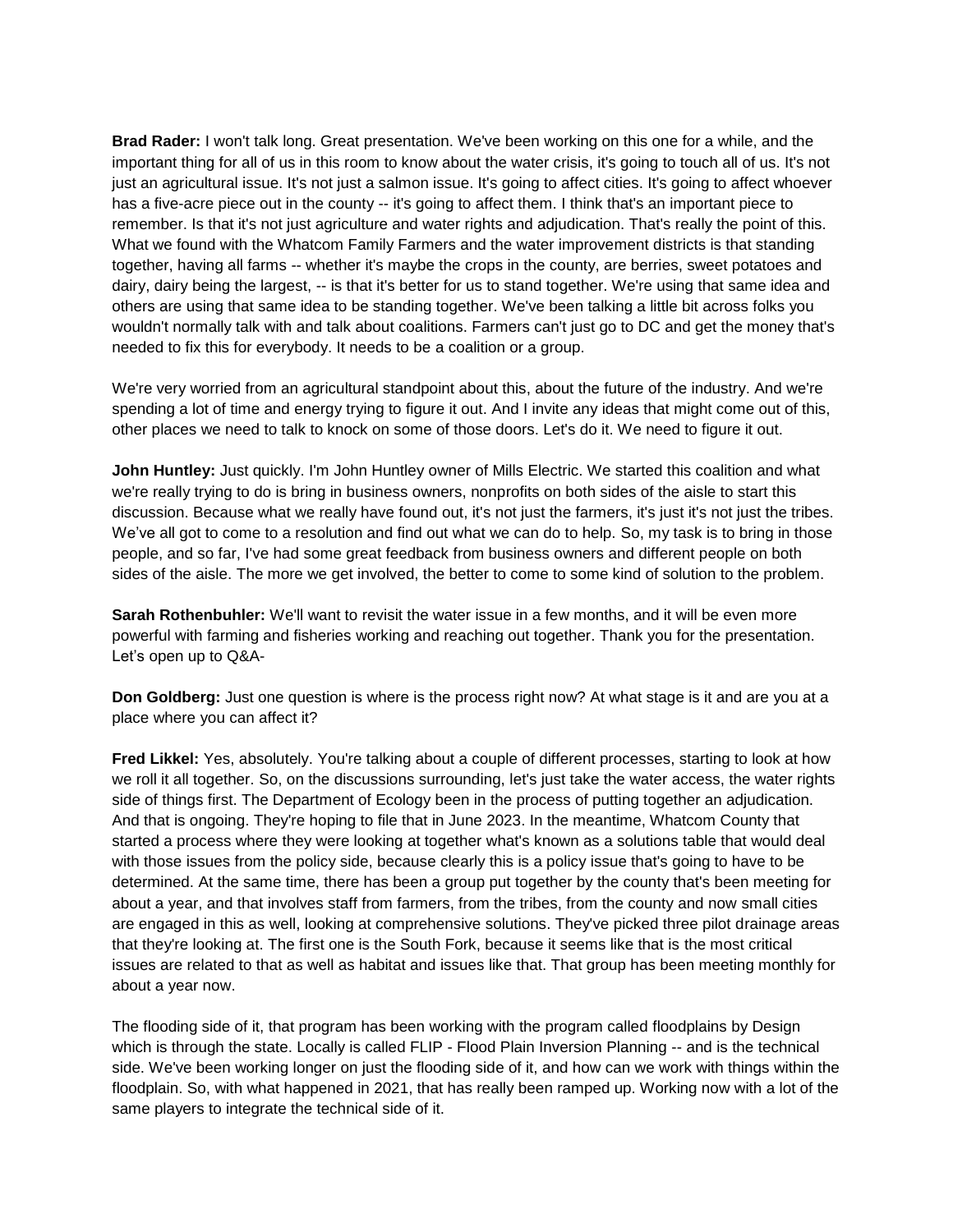**Brad Rader:** I won't talk long. Great presentation. We've been working on this one for a while, and the important thing for all of us in this room to know about the water crisis, it's going to touch all of us. It's not just an agricultural issue. It's not just a salmon issue. It's going to affect cities. It's going to affect whoever has a five-acre piece out in the county -- it's going to affect them. I think that's an important piece to remember. Is that it's not just agriculture and water rights and adjudication. That's really the point of this. What we found with the Whatcom Family Farmers and the water improvement districts is that standing together, having all farms -- whether it's maybe the crops in the county, are berries, sweet potatoes and dairy, dairy being the largest, -- is that it's better for us to stand together. We're using that same idea and others are using that same idea to be standing together. We've been talking a little bit across folks you wouldn't normally talk with and talk about coalitions. Farmers can't just go to DC and get the money that's needed to fix this for everybody. It needs to be a coalition or a group.

We're very worried from an agricultural standpoint about this, about the future of the industry. And we're spending a lot of time and energy trying to figure it out. And I invite any ideas that might come out of this, other places we need to talk to knock on some of those doors. Let's do it. We need to figure it out.

**John Huntley:** Just quickly. I'm John Huntley owner of Mills Electric. We started this coalition and what we're really trying to do is bring in business owners, nonprofits on both sides of the aisle to start this discussion. Because what we really have found out, it's not just the farmers, it's just it's not just the tribes. We've all got to come to a resolution and find out what we can do to help. So, my task is to bring in those people, and so far, I've had some great feedback from business owners and different people on both sides of the aisle. The more we get involved, the better to come to some kind of solution to the problem.

**Sarah Rothenbuhler:** We'll want to revisit the water issue in a few months, and it will be even more powerful with farming and fisheries working and reaching out together. Thank you for the presentation. Let's open up to Q&A-

**Don Goldberg:** Just one question is where is the process right now? At what stage is it and are you at a place where you can affect it?

**Fred Likkel:** Yes, absolutely. You're talking about a couple of different processes, starting to look at how we roll it all together. So, on the discussions surrounding, let's just take the water access, the water rights side of things first. The Department of Ecology been in the process of putting together an adjudication. And that is ongoing. They're hoping to file that in June 2023. In the meantime, Whatcom County that started a process where they were looking at together what's known as a solutions table that would deal with those issues from the policy side, because clearly this is a policy issue that's going to have to be determined. At the same time, there has been a group put together by the county that's been meeting for about a year, and that involves staff from farmers, from the tribes, from the county and now small cities are engaged in this as well, looking at comprehensive solutions. They've picked three pilot drainage areas that they're looking at. The first one is the South Fork, because it seems like that is the most critical issues are related to that as well as habitat and issues like that. That group has been meeting monthly for about a year now.

The flooding side of it, that program has been working with the program called floodplains by Design which is through the state. Locally is called FLIP - Flood Plain Inversion Planning -- and is the technical side. We've been working longer on just the flooding side of it, and how can we work with things within the floodplain. So, with what happened in 2021, that has really been ramped up. Working now with a lot of the same players to integrate the technical side of it.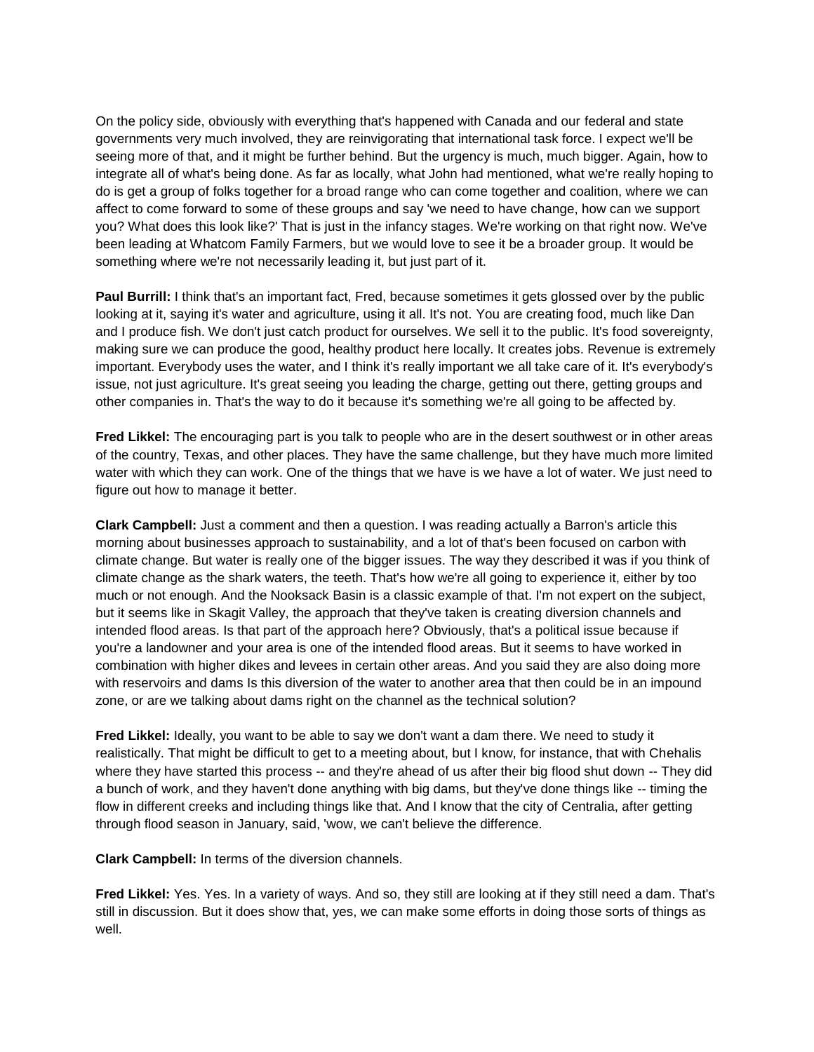On the policy side, obviously with everything that's happened with Canada and our federal and state governments very much involved, they are reinvigorating that international task force. I expect we'll be seeing more of that, and it might be further behind. But the urgency is much, much bigger. Again, how to integrate all of what's being done. As far as locally, what John had mentioned, what we're really hoping to do is get a group of folks together for a broad range who can come together and coalition, where we can affect to come forward to some of these groups and say 'we need to have change, how can we support you? What does this look like?' That is just in the infancy stages. We're working on that right now. We've been leading at Whatcom Family Farmers, but we would love to see it be a broader group. It would be something where we're not necessarily leading it, but just part of it.

**Paul Burrill:** I think that's an important fact, Fred, because sometimes it gets glossed over by the public looking at it, saying it's water and agriculture, using it all. It's not. You are creating food, much like Dan and I produce fish. We don't just catch product for ourselves. We sell it to the public. It's food sovereignty, making sure we can produce the good, healthy product here locally. It creates jobs. Revenue is extremely important. Everybody uses the water, and I think it's really important we all take care of it. It's everybody's issue, not just agriculture. It's great seeing you leading the charge, getting out there, getting groups and other companies in. That's the way to do it because it's something we're all going to be affected by.

**Fred Likkel:** The encouraging part is you talk to people who are in the desert southwest or in other areas of the country, Texas, and other places. They have the same challenge, but they have much more limited water with which they can work. One of the things that we have is we have a lot of water. We just need to figure out how to manage it better.

**Clark Campbell:** Just a comment and then a question. I was reading actually a Barron's article this morning about businesses approach to sustainability, and a lot of that's been focused on carbon with climate change. But water is really one of the bigger issues. The way they described it was if you think of climate change as the shark waters, the teeth. That's how we're all going to experience it, either by too much or not enough. And the Nooksack Basin is a classic example of that. I'm not expert on the subject, but it seems like in Skagit Valley, the approach that they've taken is creating diversion channels and intended flood areas. Is that part of the approach here? Obviously, that's a political issue because if you're a landowner and your area is one of the intended flood areas. But it seems to have worked in combination with higher dikes and levees in certain other areas. And you said they are also doing more with reservoirs and dams Is this diversion of the water to another area that then could be in an impound zone, or are we talking about dams right on the channel as the technical solution?

**Fred Likkel:** Ideally, you want to be able to say we don't want a dam there. We need to study it realistically. That might be difficult to get to a meeting about, but I know, for instance, that with Chehalis where they have started this process -- and they're ahead of us after their big flood shut down -- They did a bunch of work, and they haven't done anything with big dams, but they've done things like -- timing the flow in different creeks and including things like that. And I know that the city of Centralia, after getting through flood season in January, said, 'wow, we can't believe the difference.

**Clark Campbell:** In terms of the diversion channels.

**Fred Likkel:** Yes. Yes. In a variety of ways. And so, they still are looking at if they still need a dam. That's still in discussion. But it does show that, yes, we can make some efforts in doing those sorts of things as well.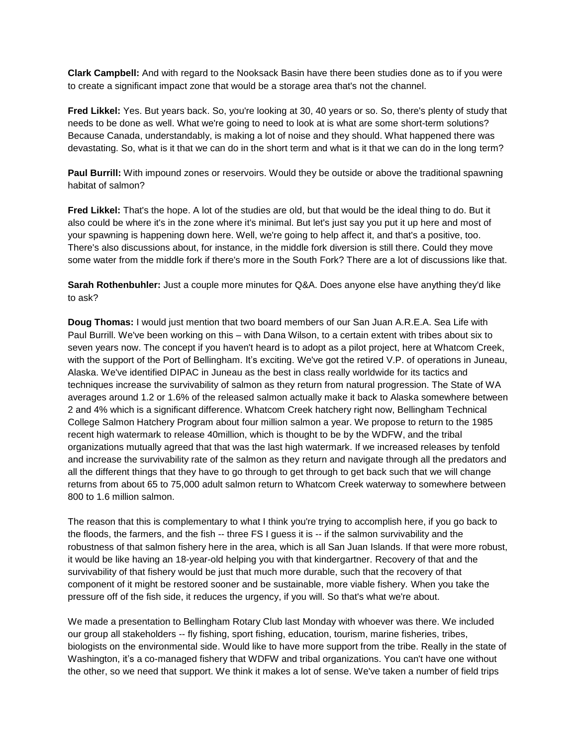**Clark Campbell:** And with regard to the Nooksack Basin have there been studies done as to if you were to create a significant impact zone that would be a storage area that's not the channel.

**Fred Likkel:** Yes. But years back. So, you're looking at 30, 40 years or so. So, there's plenty of study that needs to be done as well. What we're going to need to look at is what are some short-term solutions? Because Canada, understandably, is making a lot of noise and they should. What happened there was devastating. So, what is it that we can do in the short term and what is it that we can do in the long term?

**Paul Burrill:** With impound zones or reservoirs. Would they be outside or above the traditional spawning habitat of salmon?

**Fred Likkel:** That's the hope. A lot of the studies are old, but that would be the ideal thing to do. But it also could be where it's in the zone where it's minimal. But let's just say you put it up here and most of your spawning is happening down here. Well, we're going to help affect it, and that's a positive, too. There's also discussions about, for instance, in the middle fork diversion is still there. Could they move some water from the middle fork if there's more in the South Fork? There are a lot of discussions like that.

**Sarah Rothenbuhler:** Just a couple more minutes for Q&A. Does anyone else have anything they'd like to ask?

**Doug Thomas:** I would just mention that two board members of our San Juan A.R.E.A. Sea Life with Paul Burrill. We've been working on this – with Dana Wilson, to a certain extent with tribes about six to seven years now. The concept if you haven't heard is to adopt as a pilot project, here at Whatcom Creek, with the support of the Port of Bellingham. It's exciting. We've got the retired V.P. of operations in Juneau, Alaska. We've identified DIPAC in Juneau as the best in class really worldwide for its tactics and techniques increase the survivability of salmon as they return from natural progression. The State of WA averages around 1.2 or 1.6% of the released salmon actually make it back to Alaska somewhere between 2 and 4% which is a significant difference. Whatcom Creek hatchery right now, Bellingham Technical College Salmon Hatchery Program about four million salmon a year. We propose to return to the 1985 recent high watermark to release 40million, which is thought to be by the WDFW, and the tribal organizations mutually agreed that that was the last high watermark. If we increased releases by tenfold and increase the survivability rate of the salmon as they return and navigate through all the predators and all the different things that they have to go through to get through to get back such that we will change returns from about 65 to 75,000 adult salmon return to Whatcom Creek waterway to somewhere between 800 to 1.6 million salmon.

The reason that this is complementary to what I think you're trying to accomplish here, if you go back to the floods, the farmers, and the fish -- three FS I guess it is -- if the salmon survivability and the robustness of that salmon fishery here in the area, which is all San Juan Islands. If that were more robust, it would be like having an 18-year-old helping you with that kindergartner. Recovery of that and the survivability of that fishery would be just that much more durable, such that the recovery of that component of it might be restored sooner and be sustainable, more viable fishery. When you take the pressure off of the fish side, it reduces the urgency, if you will. So that's what we're about.

We made a presentation to Bellingham Rotary Club last Monday with whoever was there. We included our group all stakeholders -- fly fishing, sport fishing, education, tourism, marine fisheries, tribes, biologists on the environmental side. Would like to have more support from the tribe. Really in the state of Washington, it's a co-managed fishery that WDFW and tribal organizations. You can't have one without the other, so we need that support. We think it makes a lot of sense. We've taken a number of field trips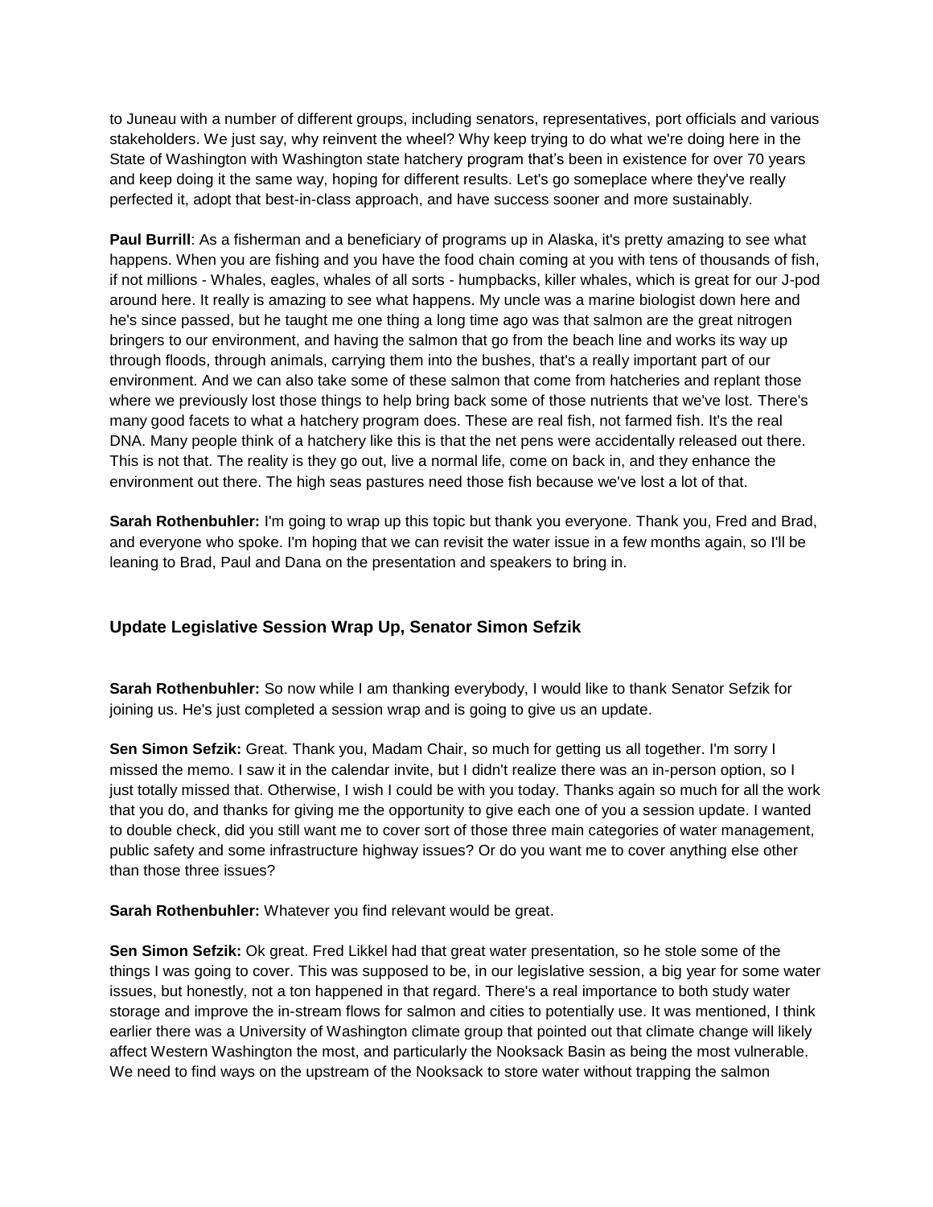to Juneau with a number of different groups, including senators, representatives, port officials and various stakeholders. We just say, why reinvent the wheel? Why keep trying to do what we're doing here in the State of Washington with Washington state hatchery program that's been in existence for over 70 years and keep doing it the same way, hoping for different results. Let's go someplace where they've really perfected it, adopt that best-in-class approach, and have success sooner and more sustainably.

**Paul Burrill**: As a fisherman and a beneficiary of programs up in Alaska, it's pretty amazing to see what happens. When you are fishing and you have the food chain coming at you with tens of thousands of fish, if not millions - Whales, eagles, whales of all sorts - humpbacks, killer whales, which is great for our J-pod around here. It really is amazing to see what happens. My uncle was a marine biologist down here and he's since passed, but he taught me one thing a long time ago was that salmon are the great nitrogen bringers to our environment, and having the salmon that go from the beach line and works its way up through floods, through animals, carrying them into the bushes, that's a really important part of our environment. And we can also take some of these salmon that come from hatcheries and replant those where we previously lost those things to help bring back some of those nutrients that we've lost. There's many good facets to what a hatchery program does. These are real fish, not farmed fish. It's the real DNA. Many people think of a hatchery like this is that the net pens were accidentally released out there. This is not that. The reality is they go out, live a normal life, come on back in, and they enhance the environment out there. The high seas pastures need those fish because we've lost a lot of that.

**Sarah Rothenbuhler:** I'm going to wrap up this topic but thank you everyone. Thank you, Fred and Brad, and everyone who spoke. I'm hoping that we can revisit the water issue in a few months again, so I'll be leaning to Brad, Paul and Dana on the presentation and speakers to bring in.

## Update Legislative Session Wrap Up, Senator Simon Sefzik

**Sarah Rothenbuhler:** So now while I am thanking everybody, I would like to thank Senator Sefzik for joining us. He's just completed a session wrap and is going to give us an update.

**Sen Simon Sefzik:** Great. Thank you, Madam Chair, so much for getting us all together. I'm sorry I missed the memo. I saw it in the calendar invite, but I didn't realize there was an in-person option, so I just totally missed that. Otherwise, I wish I could be with you today. Thanks again so much for all the work that you do, and thanks for giving me the opportunity to give each one of you a session update. I wanted to double check, did you still want me to cover sort of those three main categories of water management, public safety and some infrastructure highway issues? Or do you want me to cover anything else other than those three issues?

**Sarah Rothenbuhler:** Whatever you find relevant would be great.

**Sen Simon Sefzik:** Ok great. Fred Likkel had that great water presentation, so he stole some of the things I was going to cover. This was supposed to be, in our legislative session, a big year for some water issues, but honestly, not a ton happened in that regard. There's a real importance to both study water storage and improve the in-stream flows for salmon and cities to potentially use. It was mentioned, I think earlier there was a University of Washington climate group that pointed out that climate change will likely affect Western Washington the most, and particularly the Nooksack Basin as being the most vulnerable. We need to find ways on the upstream of the Nooksack to store water without trapping the salmon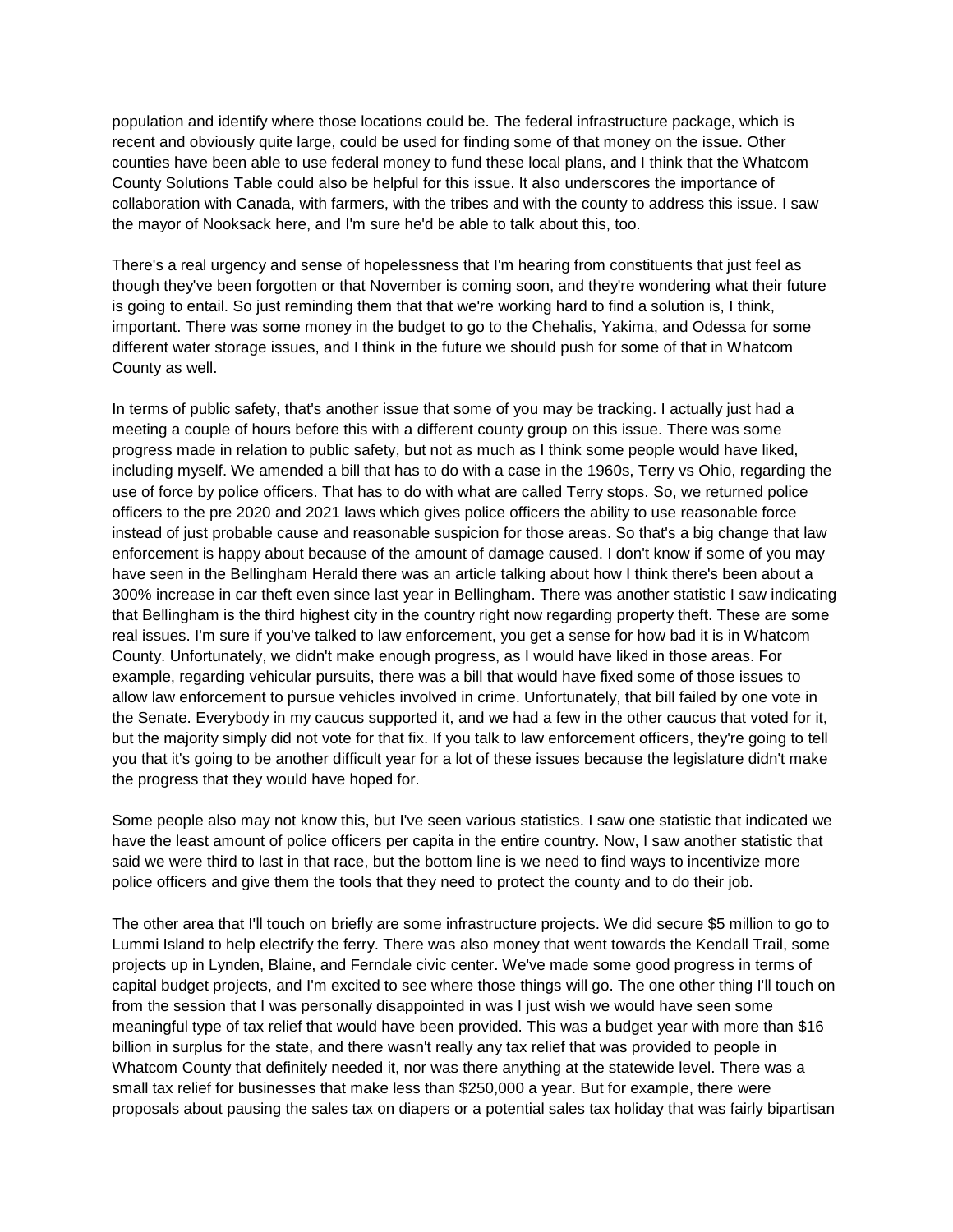population and identify where those locations could be. The federal infrastructure package, which is recent and obviously quite large, could be used for finding some of that money on the issue. Other counties have been able to use federal money to fund these local plans, and I think that the Whatcom County Solutions Table could also be helpful for this issue. It also underscores the importance of collaboration with Canada, with farmers, with the tribes and with the county to address this issue. I saw the mayor of Nooksack here, and I'm sure he'd be able to talk about this, too.

There's a real urgency and sense of hopelessness that I'm hearing from constituents that just feel as though they've been forgotten or that November is coming soon, and they're wondering what their future is going to entail. So just reminding them that that we're working hard to find a solution is, I think, important. There was some money in the budget to go to the Chehalis, Yakima, and Odessa for some different water storage issues, and I think in the future we should push for some of that in Whatcom County as well.

In terms of public safety, that's another issue that some of you may be tracking. I actually just had a meeting a couple of hours before this with a different county group on this issue. There was some progress made in relation to public safety, but not as much as I think some people would have liked, including myself. We amended a bill that has to do with a case in the 1960s, Terry vs Ohio, regarding the use of force by police officers. That has to do with what are called Terry stops. So, we returned police officers to the pre 2020 and 2021 laws which gives police officers the ability to use reasonable force instead of just probable cause and reasonable suspicion for those areas. So that's a big change that law enforcement is happy about because of the amount of damage caused. I don't know if some of you may have seen in the Bellingham Herald there was an article talking about how I think there's been about a 300% increase in car theft even since last year in Bellingham. There was another statistic I saw indicating that Bellingham is the third highest city in the country right now regarding property theft. These are some real issues. I'm sure if you've talked to law enforcement, you get a sense for how bad it is in Whatcom County. Unfortunately, we didn't make enough progress, as I would have liked in those areas. For example, regarding vehicular pursuits, there was a bill that would have fixed some of those issues to allow law enforcement to pursue vehicles involved in crime. Unfortunately, that bill failed by one vote in the Senate. Everybody in my caucus supported it, and we had a few in the other caucus that voted for it, but the majority simply did not vote for that fix. If you talk to law enforcement officers, they're going to tell you that it's going to be another difficult year for a lot of these issues because the legislature didn't make the progress that they would have hoped for.

Some people also may not know this, but I've seen various statistics. I saw one statistic that indicated we have the least amount of police officers per capita in the entire country. Now, I saw another statistic that said we were third to last in that race, but the bottom line is we need to find ways to incentivize more police officers and give them the tools that they need to protect the county and to do their job.

The other area that I'll touch on briefly are some infrastructure projects. We did secure $5 million to go to Lummi Island to help electrify the ferry. There was also money that went towards the Kendall Trail, some projects up in Lynden, Blaine, and Ferndale civic center. We've made some good progress in terms of capital budget projects, and I'm excited to see where those things will go. The one other thing I'll touch on from the session that I was personally disappointed in was I just wish we would have seen some meaningful type of tax relief that would have been provided. This was a budget year with more than $16 billion in surplus for the state, and there wasn't really any tax relief that was provided to people in Whatcom County that definitely needed it, nor was there anything at the statewide level. There was a small tax relief for businesses that make less than $250,000 a year. But for example, there were proposals about pausing the sales tax on diapers or a potential sales tax holiday that was fairly bipartisan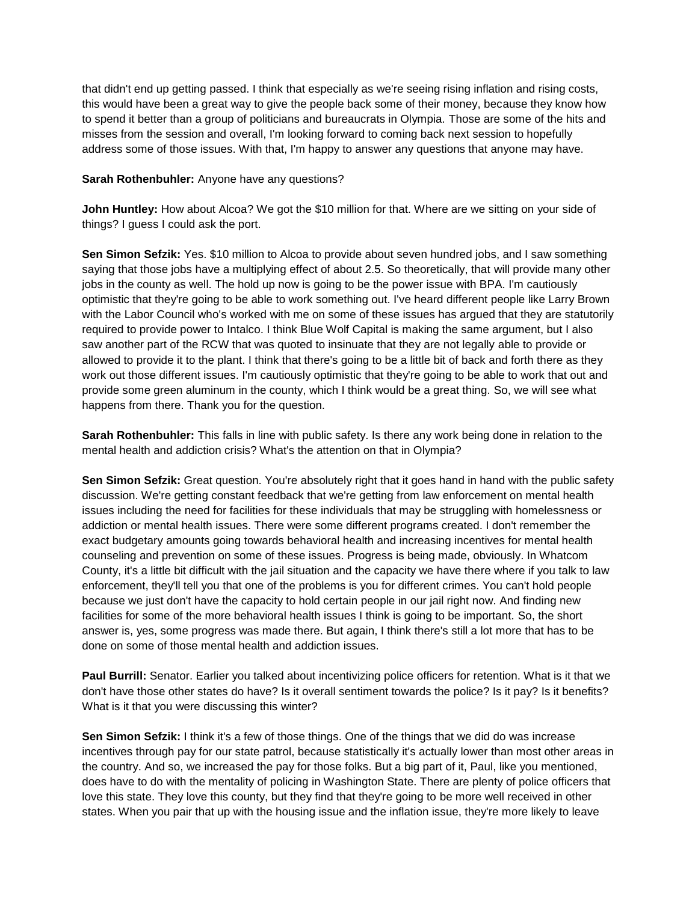that didn't end up getting passed. I think that especially as we're seeing rising inflation and rising costs, this would have been a great way to give the people back some of their money, because they know how to spend it better than a group of politicians and bureaucrats in Olympia. Those are some of the hits and misses from the session and overall, I'm looking forward to coming back next session to hopefully address some of those issues. With that, I'm happy to answer any questions that anyone may have.

**Sarah Rothenbuhler:** Anyone have any questions?

**John Huntley:** How about Alcoa? We got the $10 million for that. Where are we sitting on your side of things? I guess I could ask the port.

**Sen Simon Sefzik:** Yes. $10 million to Alcoa to provide about seven hundred jobs, and I saw something saying that those jobs have a multiplying effect of about 2.5. So theoretically, that will provide many other jobs in the county as well. The hold up now is going to be the power issue with BPA. I'm cautiously optimistic that they're going to be able to work something out. I've heard different people like Larry Brown with the Labor Council who's worked with me on some of these issues has argued that they are statutorily required to provide power to Intalco. I think Blue Wolf Capital is making the same argument, but I also saw another part of the RCW that was quoted to insinuate that they are not legally able to provide or allowed to provide it to the plant. I think that there's going to be a little bit of back and forth there as they work out those different issues. I'm cautiously optimistic that they're going to be able to work that out and provide some green aluminum in the county, which I think would be a great thing. So, we will see what happens from there. Thank you for the question.

**Sarah Rothenbuhler:** This falls in line with public safety. Is there any work being done in relation to the mental health and addiction crisis? What's the attention on that in Olympia?

**Sen Simon Sefzik:** Great question. You're absolutely right that it goes hand in hand with the public safety discussion. We're getting constant feedback that we're getting from law enforcement on mental health issues including the need for facilities for these individuals that may be struggling with homelessness or addiction or mental health issues. There were some different programs created. I don't remember the exact budgetary amounts going towards behavioral health and increasing incentives for mental health counseling and prevention on some of these issues. Progress is being made, obviously. In Whatcom County, it's a little bit difficult with the jail situation and the capacity we have there where if you talk to law enforcement, they'll tell you that one of the problems is you for different crimes. You can't hold people because we just don't have the capacity to hold certain people in our jail right now. And finding new facilities for some of the more behavioral health issues I think is going to be important. So, the short answer is, yes, some progress was made there. But again, I think there's still a lot more that has to be done on some of those mental health and addiction issues.

**Paul Burrill:** Senator. Earlier you talked about incentivizing police officers for retention. What is it that we don't have those other states do have? Is it overall sentiment towards the police? Is it pay? Is it benefits? What is it that you were discussing this winter?

**Sen Simon Sefzik:** I think it's a few of those things. One of the things that we did do was increase incentives through pay for our state patrol, because statistically it's actually lower than most other areas in the country. And so, we increased the pay for those folks. But a big part of it, Paul, like you mentioned, does have to do with the mentality of policing in Washington State. There are plenty of police officers that love this state. They love this county, but they find that they're going to be more well received in other states. When you pair that up with the housing issue and the inflation issue, they're more likely to leave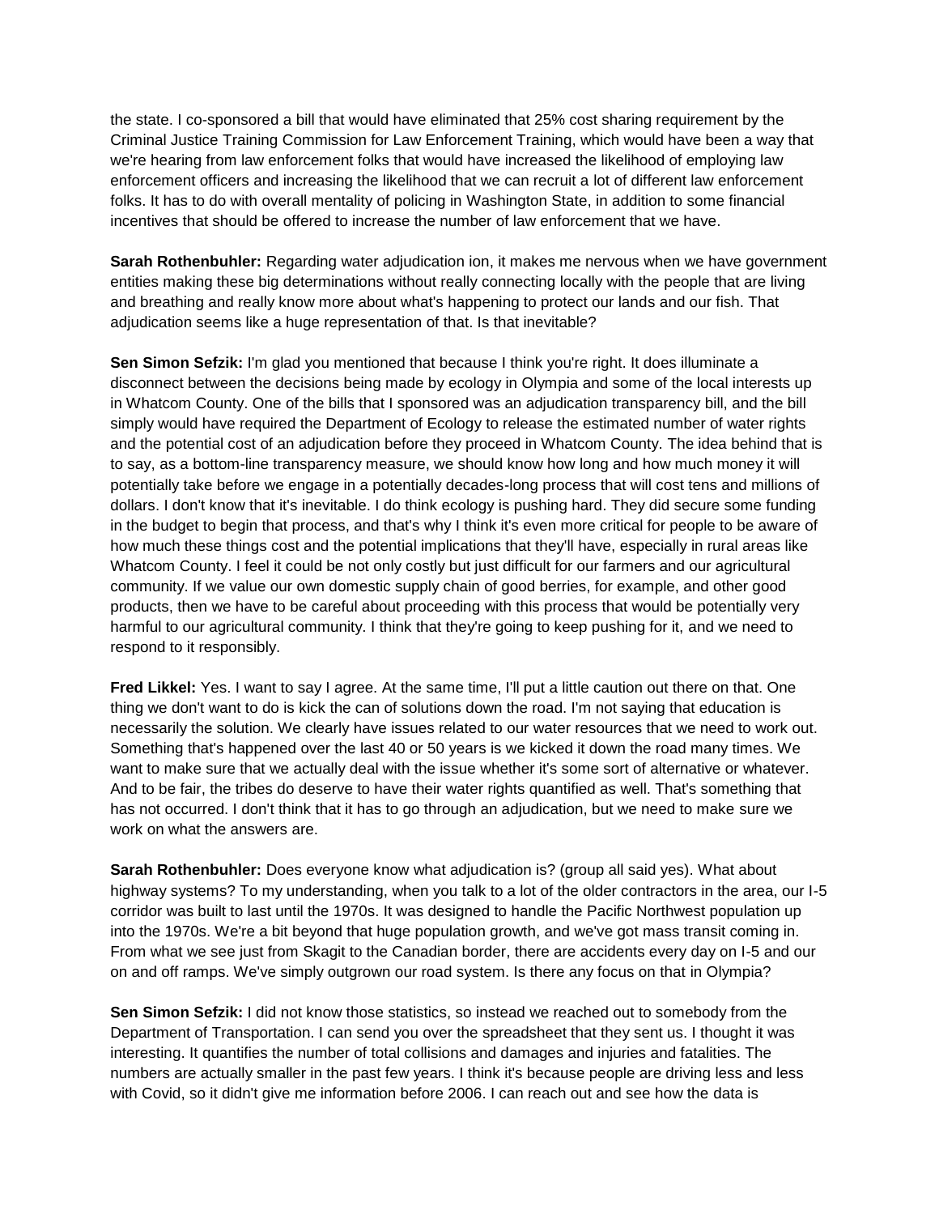the state. I co-sponsored a bill that would have eliminated that 25% cost sharing requirement by the Criminal Justice Training Commission for Law Enforcement Training, which would have been a way that we're hearing from law enforcement folks that would have increased the likelihood of employing law enforcement officers and increasing the likelihood that we can recruit a lot of different law enforcement folks. It has to do with overall mentality of policing in Washington State, in addition to some financial incentives that should be offered to increase the number of law enforcement that we have.

**Sarah Rothenbuhler:** Regarding water adjudication ion, it makes me nervous when we have government entities making these big determinations without really connecting locally with the people that are living and breathing and really know more about what's happening to protect our lands and our fish. That adjudication seems like a huge representation of that. Is that inevitable?

**Sen Simon Sefzik:** I'm glad you mentioned that because I think you're right. It does illuminate a disconnect between the decisions being made by ecology in Olympia and some of the local interests up in Whatcom County. One of the bills that I sponsored was an adjudication transparency bill, and the bill simply would have required the Department of Ecology to release the estimated number of water rights and the potential cost of an adjudication before they proceed in Whatcom County. The idea behind that is to say, as a bottom-line transparency measure, we should know how long and how much money it will potentially take before we engage in a potentially decades-long process that will cost tens and millions of dollars. I don't know that it's inevitable. I do think ecology is pushing hard. They did secure some funding in the budget to begin that process, and that's why I think it's even more critical for people to be aware of how much these things cost and the potential implications that they'll have, especially in rural areas like Whatcom County. I feel it could be not only costly but just difficult for our farmers and our agricultural community. If we value our own domestic supply chain of good berries, for example, and other good products, then we have to be careful about proceeding with this process that would be potentially very harmful to our agricultural community. I think that they're going to keep pushing for it, and we need to respond to it responsibly.

**Fred Likkel:** Yes. I want to say I agree. At the same time, I'll put a little caution out there on that. One thing we don't want to do is kick the can of solutions down the road. I'm not saying that education is necessarily the solution. We clearly have issues related to our water resources that we need to work out. Something that's happened over the last 40 or 50 years is we kicked it down the road many times. We want to make sure that we actually deal with the issue whether it's some sort of alternative or whatever. And to be fair, the tribes do deserve to have their water rights quantified as well. That's something that has not occurred. I don't think that it has to go through an adjudication, but we need to make sure we work on what the answers are.

**Sarah Rothenbuhler:** Does everyone know what adjudication is? (group all said yes). What about highway systems? To my understanding, when you talk to a lot of the older contractors in the area, our I-5 corridor was built to last until the 1970s. It was designed to handle the Pacific Northwest population up into the 1970s. We're a bit beyond that huge population growth, and we've got mass transit coming in. From what we see just from Skagit to the Canadian border, there are accidents every day on I-5 and our on and off ramps. We've simply outgrown our road system. Is there any focus on that in Olympia?

**Sen Simon Sefzik:** I did not know those statistics, so instead we reached out to somebody from the Department of Transportation. I can send you over the spreadsheet that they sent us. I thought it was interesting. It quantifies the number of total collisions and damages and injuries and fatalities. The numbers are actually smaller in the past few years. I think it's because people are driving less and less with Covid, so it didn't give me information before 2006. I can reach out and see how the data is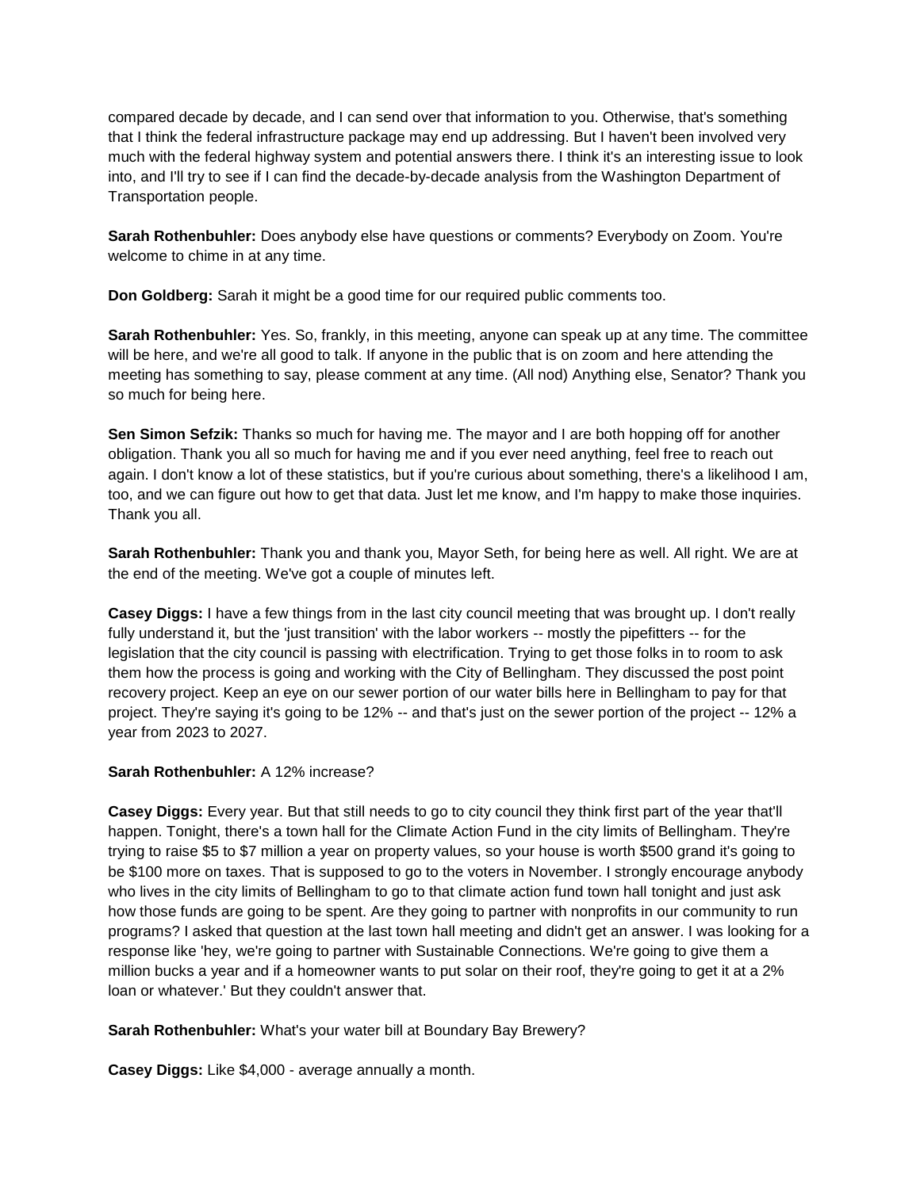compared decade by decade, and I can send over that information to you. Otherwise, that's something that I think the federal infrastructure package may end up addressing. But I haven't been involved very much with the federal highway system and potential answers there. I think it's an interesting issue to look into, and I'll try to see if I can find the decade-by-decade analysis from the Washington Department of Transportation people.

**Sarah Rothenbuhler:** Does anybody else have questions or comments? Everybody on Zoom. You're welcome to chime in at any time.

**Don Goldberg:** Sarah it might be a good time for our required public comments too.

**Sarah Rothenbuhler:** Yes. So, frankly, in this meeting, anyone can speak up at any time. The committee will be here, and we're all good to talk. If anyone in the public that is on zoom and here attending the meeting has something to say, please comment at any time. (All nod) Anything else, Senator? Thank you so much for being here.

**Sen Simon Sefzik:** Thanks so much for having me. The mayor and I are both hopping off for another obligation. Thank you all so much for having me and if you ever need anything, feel free to reach out again. I don't know a lot of these statistics, but if you're curious about something, there's a likelihood I am, too, and we can figure out how to get that data. Just let me know, and I'm happy to make those inquiries. Thank you all.

**Sarah Rothenbuhler:** Thank you and thank you, Mayor Seth, for being here as well. All right. We are at the end of the meeting. We've got a couple of minutes left.

**Casey Diggs:** I have a few things from in the last city council meeting that was brought up. I don't really fully understand it, but the 'just transition' with the labor workers -- mostly the pipefitters -- for the legislation that the city council is passing with electrification. Trying to get those folks in to room to ask them how the process is going and working with the City of Bellingham. They discussed the post point recovery project. Keep an eye on our sewer portion of our water bills here in Bellingham to pay for that project. They're saying it's going to be 12% -- and that's just on the sewer portion of the project -- 12% a year from 2023 to 2027.

**Sarah Rothenbuhler:** A 12% increase?

**Casey Diggs:** Every year. But that still needs to go to city council they think first part of the year that'll happen. Tonight, there's a town hall for the Climate Action Fund in the city limits of Bellingham. They're trying to raise $5 to $7 million a year on property values, so your house is worth $500 grand it's going to be $100 more on taxes. That is supposed to go to the voters in November. I strongly encourage anybody who lives in the city limits of Bellingham to go to that climate action fund town hall tonight and just ask how those funds are going to be spent. Are they going to partner with nonprofits in our community to run programs? I asked that question at the last town hall meeting and didn't get an answer. I was looking for a response like 'hey, we're going to partner with Sustainable Connections. We're going to give them a million bucks a year and if a homeowner wants to put solar on their roof, they're going to get it at a 2% loan or whatever.' But they couldn't answer that.

**Sarah Rothenbuhler:** What's your water bill at Boundary Bay Brewery?

**Casey Diggs:** Like $4,000 - average annually a month.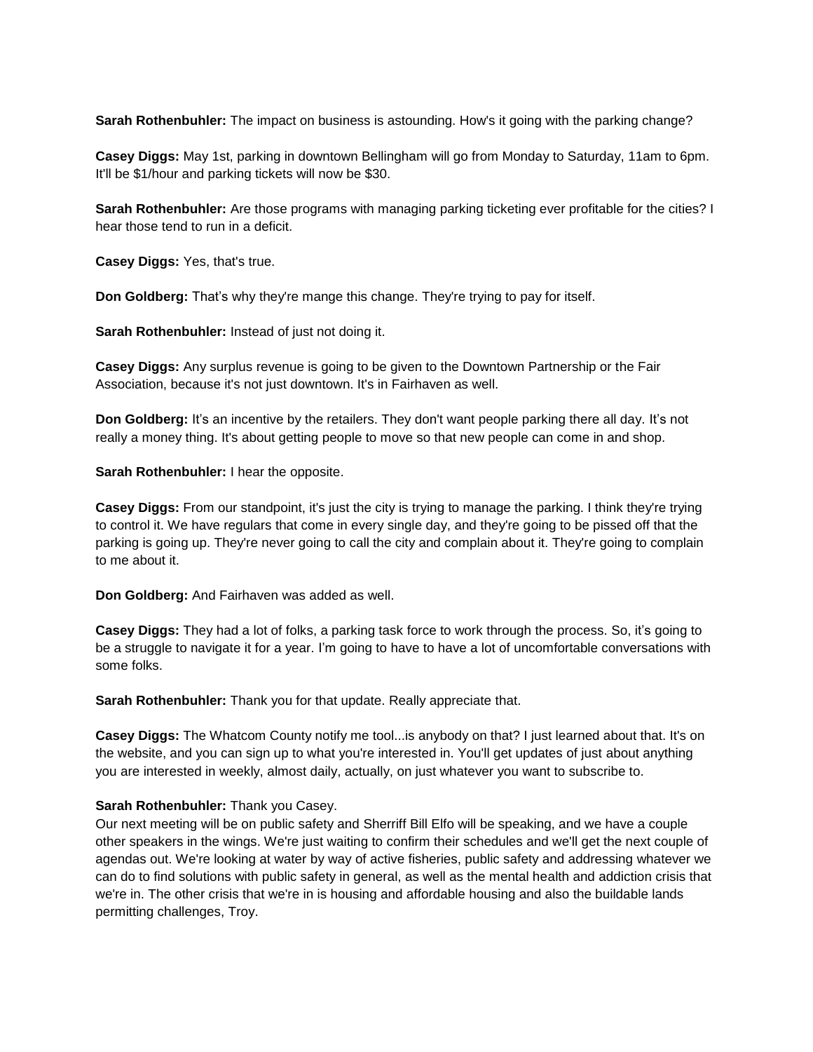**Sarah Rothenbuhler:** The impact on business is astounding. How's it going with the parking change?

**Casey Diggs:** May 1st, parking in downtown Bellingham will go from Monday to Saturday, 11am to 6pm. It'll be $1/hour and parking tickets will now be $30.

**Sarah Rothenbuhler:** Are those programs with managing parking ticketing ever profitable for the cities? I hear those tend to run in a deficit.

**Casey Diggs:** Yes, that's true.

**Don Goldberg:** That's why they're mange this change. They're trying to pay for itself.

**Sarah Rothenbuhler:** Instead of just not doing it.

**Casey Diggs:** Any surplus revenue is going to be given to the Downtown Partnership or the Fair Association, because it's not just downtown. It's in Fairhaven as well.

**Don Goldberg:** It's an incentive by the retailers. They don't want people parking there all day. It's not really a money thing. It's about getting people to move so that new people can come in and shop.

**Sarah Rothenbuhler:** I hear the opposite.

**Casey Diggs:** From our standpoint, it's just the city is trying to manage the parking. I think they're trying to control it. We have regulars that come in every single day, and they're going to be pissed off that the parking is going up. They're never going to call the city and complain about it. They're going to complain to me about it.

**Don Goldberg:** And Fairhaven was added as well.

**Casey Diggs:** They had a lot of folks, a parking task force to work through the process. So, it's going to be a struggle to navigate it for a year. I'm going to have to have a lot of uncomfortable conversations with some folks.

**Sarah Rothenbuhler:** Thank you for that update. Really appreciate that.

**Casey Diggs:** The Whatcom County notify me tool...is anybody on that? I just learned about that. It's on the website, and you can sign up to what you're interested in. You'll get updates of just about anything you are interested in weekly, almost daily, actually, on just whatever you want to subscribe to.

**Sarah Rothenbuhler:** Thank you Casey.
Our next meeting will be on public safety and Sherriff Bill Elfo will be speaking, and we have a couple other speakers in the wings. We're just waiting to confirm their schedules and we'll get the next couple of agendas out. We're looking at water by way of active fisheries, public safety and addressing whatever we can do to find solutions with public safety in general, as well as the mental health and addiction crisis that we're in. The other crisis that we're in is housing and affordable housing and also the buildable lands permitting challenges, Troy.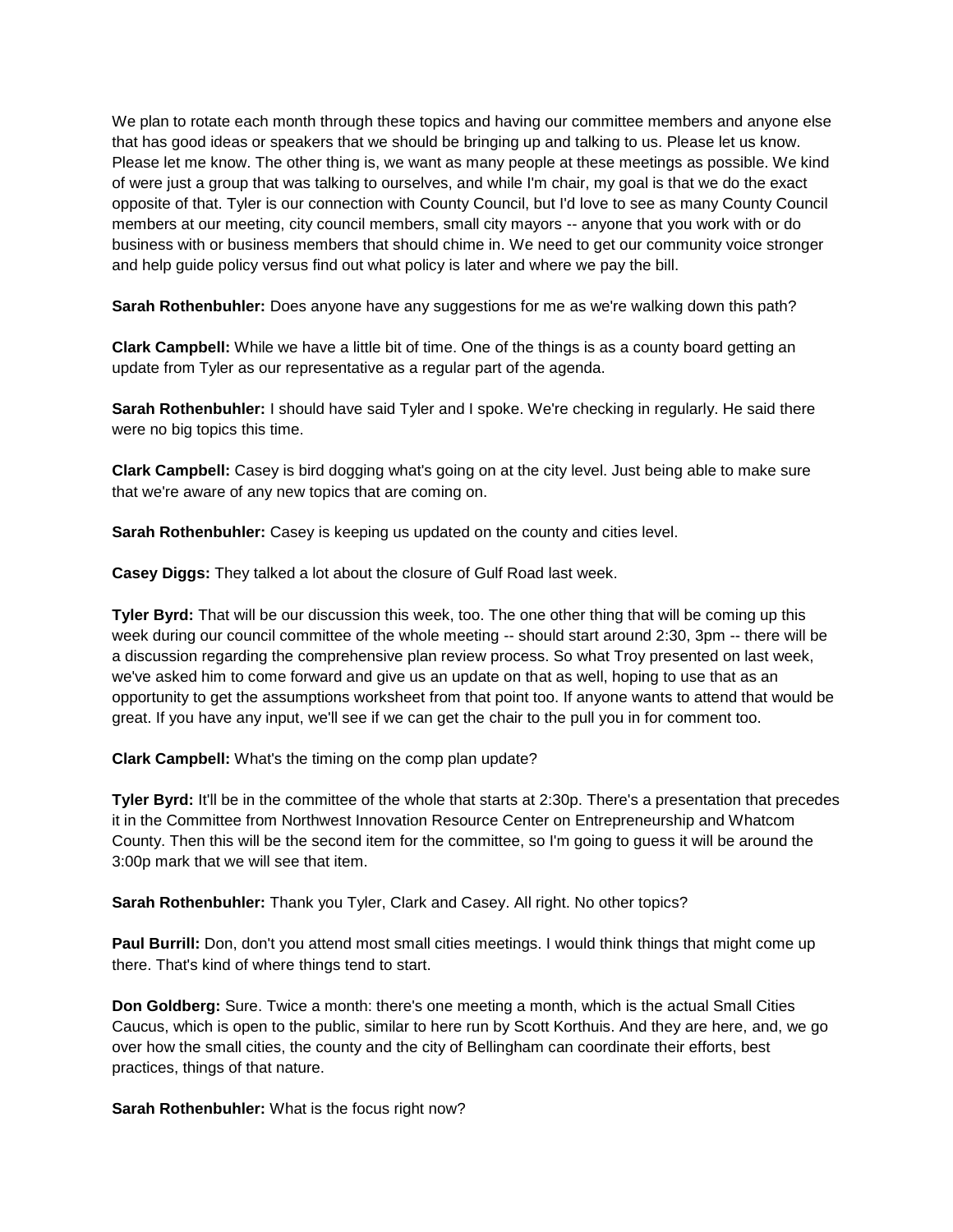We plan to rotate each month through these topics and having our committee members and anyone else that has good ideas or speakers that we should be bringing up and talking to us. Please let us know. Please let me know. The other thing is, we want as many people at these meetings as possible. We kind of were just a group that was talking to ourselves, and while I'm chair, my goal is that we do the exact opposite of that. Tyler is our connection with County Council, but I'd love to see as many County Council members at our meeting, city council members, small city mayors -- anyone that you work with or do business with or business members that should chime in. We need to get our community voice stronger and help guide policy versus find out what policy is later and where we pay the bill.

**Sarah Rothenbuhler:** Does anyone have any suggestions for me as we're walking down this path?

**Clark Campbell:** While we have a little bit of time. One of the things is as a county board getting an update from Tyler as our representative as a regular part of the agenda.

**Sarah Rothenbuhler:** I should have said Tyler and I spoke. We're checking in regularly. He said there were no big topics this time.

**Clark Campbell:** Casey is bird dogging what's going on at the city level. Just being able to make sure that we're aware of any new topics that are coming on.

**Sarah Rothenbuhler:** Casey is keeping us updated on the county and cities level.

**Casey Diggs:** They talked a lot about the closure of Gulf Road last week.

**Tyler Byrd:** That will be our discussion this week, too. The one other thing that will be coming up this week during our council committee of the whole meeting -- should start around 2:30, 3pm -- there will be a discussion regarding the comprehensive plan review process. So what Troy presented on last week, we've asked him to come forward and give us an update on that as well, hoping to use that as an opportunity to get the assumptions worksheet from that point too. If anyone wants to attend that would be great. If you have any input, we'll see if we can get the chair to the pull you in for comment too.

**Clark Campbell:** What's the timing on the comp plan update?

**Tyler Byrd:** It'll be in the committee of the whole that starts at 2:30p. There's a presentation that precedes it in the Committee from Northwest Innovation Resource Center on Entrepreneurship and Whatcom County. Then this will be the second item for the committee, so I'm going to guess it will be around the 3:00p mark that we will see that item.

**Sarah Rothenbuhler:** Thank you Tyler, Clark and Casey. All right. No other topics?

**Paul Burrill:** Don, don't you attend most small cities meetings. I would think things that might come up there. That's kind of where things tend to start.

**Don Goldberg:** Sure. Twice a month: there's one meeting a month, which is the actual Small Cities Caucus, which is open to the public, similar to here run by Scott Korthuis. And they are here, and, we go over how the small cities, the county and the city of Bellingham can coordinate their efforts, best practices, things of that nature.

**Sarah Rothenbuhler:** What is the focus right now?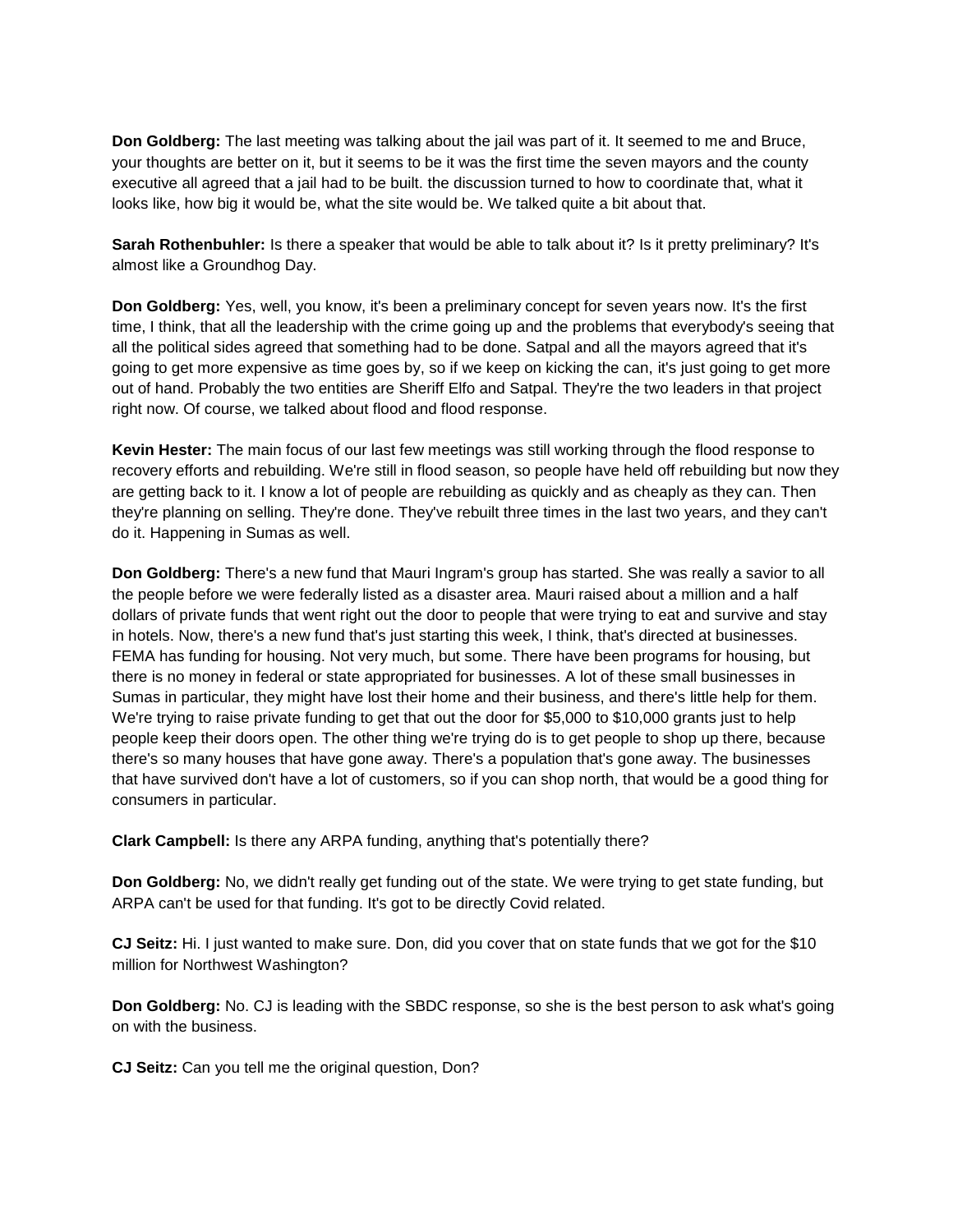**Don Goldberg:** The last meeting was talking about the jail was part of it. It seemed to me and Bruce, your thoughts are better on it, but it seems to be it was the first time the seven mayors and the county executive all agreed that a jail had to be built. the discussion turned to how to coordinate that, what it looks like, how big it would be, what the site would be. We talked quite a bit about that.

**Sarah Rothenbuhler:** Is there a speaker that would be able to talk about it? Is it pretty preliminary? It's almost like a Groundhog Day.

**Don Goldberg:** Yes, well, you know, it's been a preliminary concept for seven years now. It's the first time, I think, that all the leadership with the crime going up and the problems that everybody's seeing that all the political sides agreed that something had to be done. Satpal and all the mayors agreed that it's going to get more expensive as time goes by, so if we keep on kicking the can, it's just going to get more out of hand. Probably the two entities are Sheriff Elfo and Satpal. They're the two leaders in that project right now. Of course, we talked about flood and flood response.

**Kevin Hester:** The main focus of our last few meetings was still working through the flood response to recovery efforts and rebuilding. We're still in flood season, so people have held off rebuilding but now they are getting back to it. I know a lot of people are rebuilding as quickly and as cheaply as they can. Then they're planning on selling. They're done. They've rebuilt three times in the last two years, and they can't do it. Happening in Sumas as well.

**Don Goldberg:** There's a new fund that Mauri Ingram's group has started. She was really a savior to all the people before we were federally listed as a disaster area. Mauri raised about a million and a half dollars of private funds that went right out the door to people that were trying to eat and survive and stay in hotels. Now, there's a new fund that's just starting this week, I think, that's directed at businesses. FEMA has funding for housing. Not very much, but some. There have been programs for housing, but there is no money in federal or state appropriated for businesses. A lot of these small businesses in Sumas in particular, they might have lost their home and their business, and there's little help for them. We're trying to raise private funding to get that out the door for $5,000 to $10,000 grants just to help people keep their doors open. The other thing we're trying do is to get people to shop up there, because there's so many houses that have gone away. There's a population that's gone away. The businesses that have survived don't have a lot of customers, so if you can shop north, that would be a good thing for consumers in particular.

**Clark Campbell:** Is there any ARPA funding, anything that's potentially there?

**Don Goldberg:** No, we didn't really get funding out of the state. We were trying to get state funding, but ARPA can't be used for that funding. It's got to be directly Covid related.

**CJ Seitz:** Hi. I just wanted to make sure. Don, did you cover that on state funds that we got for the $10 million for Northwest Washington?

**Don Goldberg:** No. CJ is leading with the SBDC response, so she is the best person to ask what's going on with the business.

**CJ Seitz:** Can you tell me the original question, Don?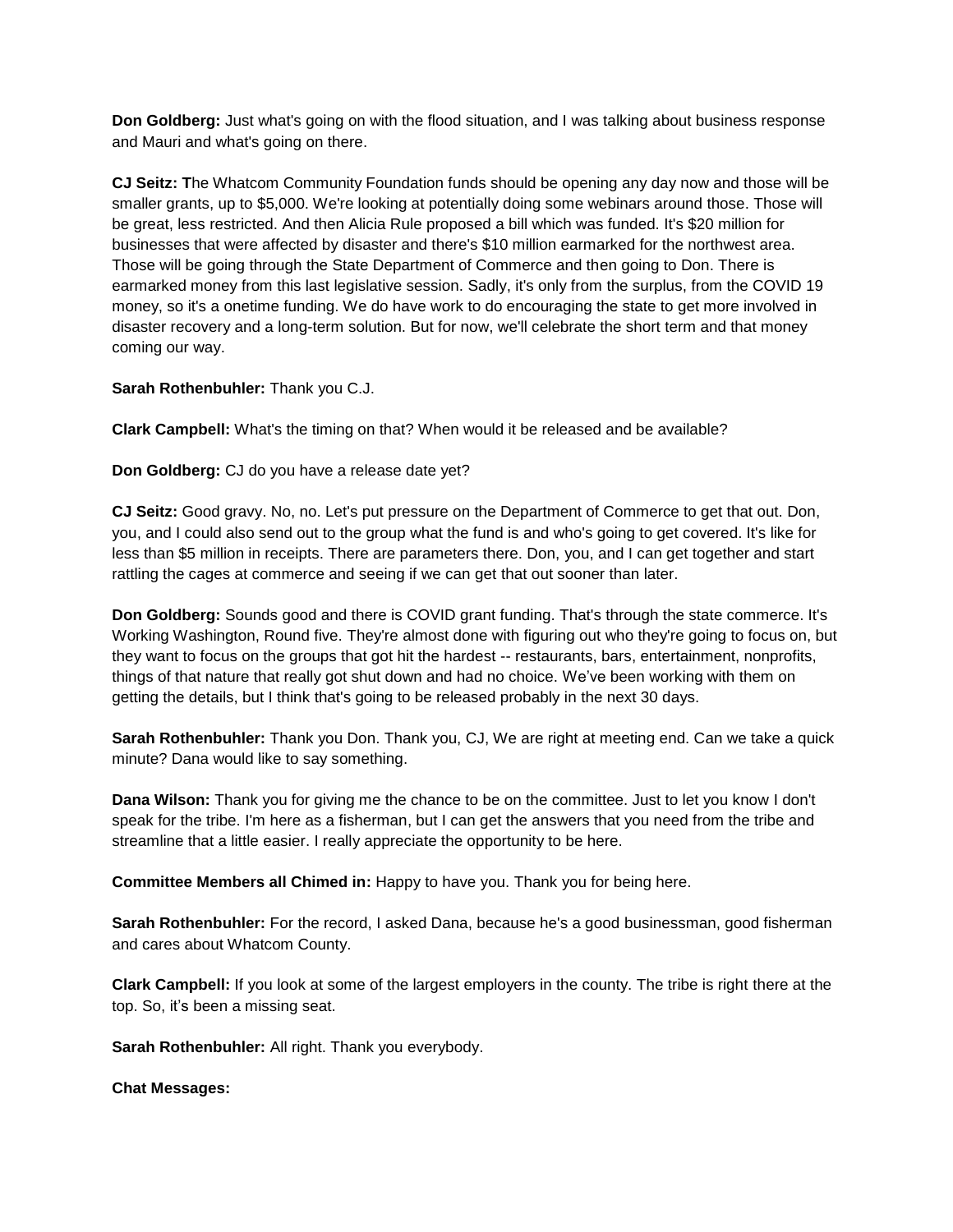**Don Goldberg:** Just what's going on with the flood situation, and I was talking about business response and Mauri and what's going on there.

**CJ Seitz: T**he Whatcom Community Foundation funds should be opening any day now and those will be smaller grants, up to $5,000. We're looking at potentially doing some webinars around those. Those will be great, less restricted. And then Alicia Rule proposed a bill which was funded. It's $20 million for businesses that were affected by disaster and there's $10 million earmarked for the northwest area. Those will be going through the State Department of Commerce and then going to Don. There is earmarked money from this last legislative session. Sadly, it's only from the surplus, from the COVID 19 money, so it's a onetime funding. We do have work to do encouraging the state to get more involved in disaster recovery and a long-term solution. But for now, we'll celebrate the short term and that money coming our way.

**Sarah Rothenbuhler:** Thank you C.J.

**Clark Campbell:** What's the timing on that? When would it be released and be available?

**Don Goldberg:** CJ do you have a release date yet?

**CJ Seitz:** Good gravy. No, no. Let's put pressure on the Department of Commerce to get that out. Don, you, and I could also send out to the group what the fund is and who's going to get covered. It's like for less than $5 million in receipts. There are parameters there. Don, you, and I can get together and start rattling the cages at commerce and seeing if we can get that out sooner than later.

**Don Goldberg:** Sounds good and there is COVID grant funding. That's through the state commerce. It's Working Washington, Round five. They're almost done with figuring out who they're going to focus on, but they want to focus on the groups that got hit the hardest -- restaurants, bars, entertainment, nonprofits, things of that nature that really got shut down and had no choice. We've been working with them on getting the details, but I think that's going to be released probably in the next 30 days.

**Sarah Rothenbuhler:** Thank you Don. Thank you, CJ, We are right at meeting end. Can we take a quick minute? Dana would like to say something.

**Dana Wilson:** Thank you for giving me the chance to be on the committee. Just to let you know I don't speak for the tribe. I'm here as a fisherman, but I can get the answers that you need from the tribe and streamline that a little easier. I really appreciate the opportunity to be here.

**Committee Members all Chimed in:** Happy to have you. Thank you for being here.

**Sarah Rothenbuhler:** For the record, I asked Dana, because he's a good businessman, good fisherman and cares about Whatcom County.

**Clark Campbell:** If you look at some of the largest employers in the county. The tribe is right there at the top. So, it's been a missing seat.

**Sarah Rothenbuhler:** All right. Thank you everybody.

**Chat Messages:**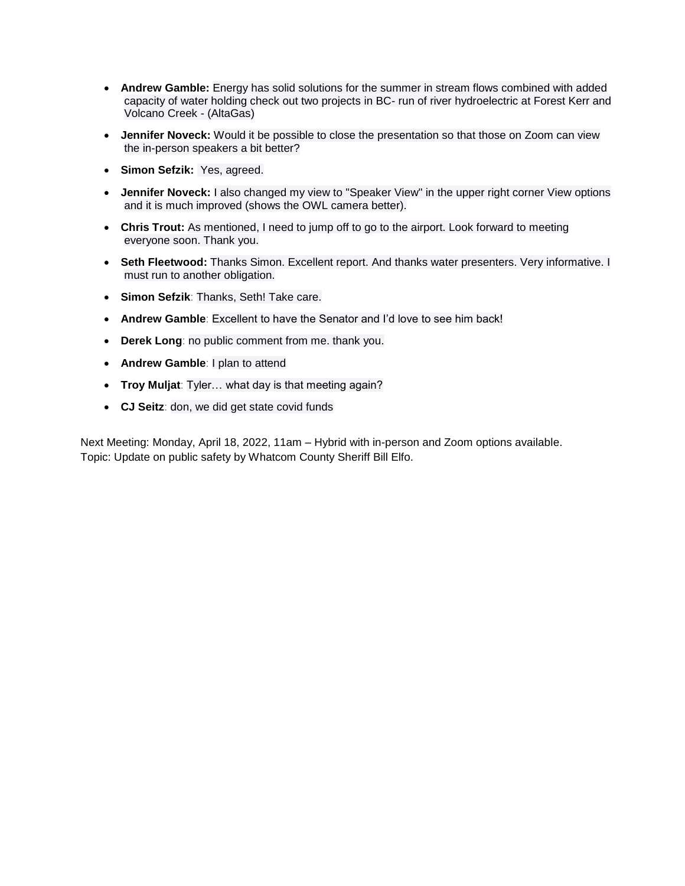- **Andrew Gamble:** Energy has solid solutions for the summer in stream flows combined with added capacity of water holding check out two projects in BC- run of river hydroelectric at Forest Kerr and Volcano Creek - (AltaGas)
- **Jennifer Noveck:** Would it be possible to close the presentation so that those on Zoom can view the in-person speakers a bit better?
- **Simon Sefzik:** Yes, agreed.
- **Jennifer Noveck:** I also changed my view to "Speaker View" in the upper right corner View options and it is much improved (shows the OWL camera better).
- **Chris Trout:** As mentioned, I need to jump off to go to the airport. Look forward to meeting everyone soon. Thank you.
- **Seth Fleetwood:** Thanks Simon. Excellent report. And thanks water presenters. Very informative. I must run to another obligation.
- **Simon Sefzik**: Thanks, Seth! Take care.
- **Andrew Gamble**: Excellent to have the Senator and I'd love to see him back!
- **Derek Long**: no public comment from me. thank you.
- **Andrew Gamble**: I plan to attend
- **Troy Muljat**: Tyler… what day is that meeting again?
- **CJ Seitz**: don, we did get state covid funds

Next Meeting: Monday, April 18, 2022, 11am – Hybrid with in-person and Zoom options available.
Topic: Update on public safety by Whatcom County Sheriff Bill Elfo.